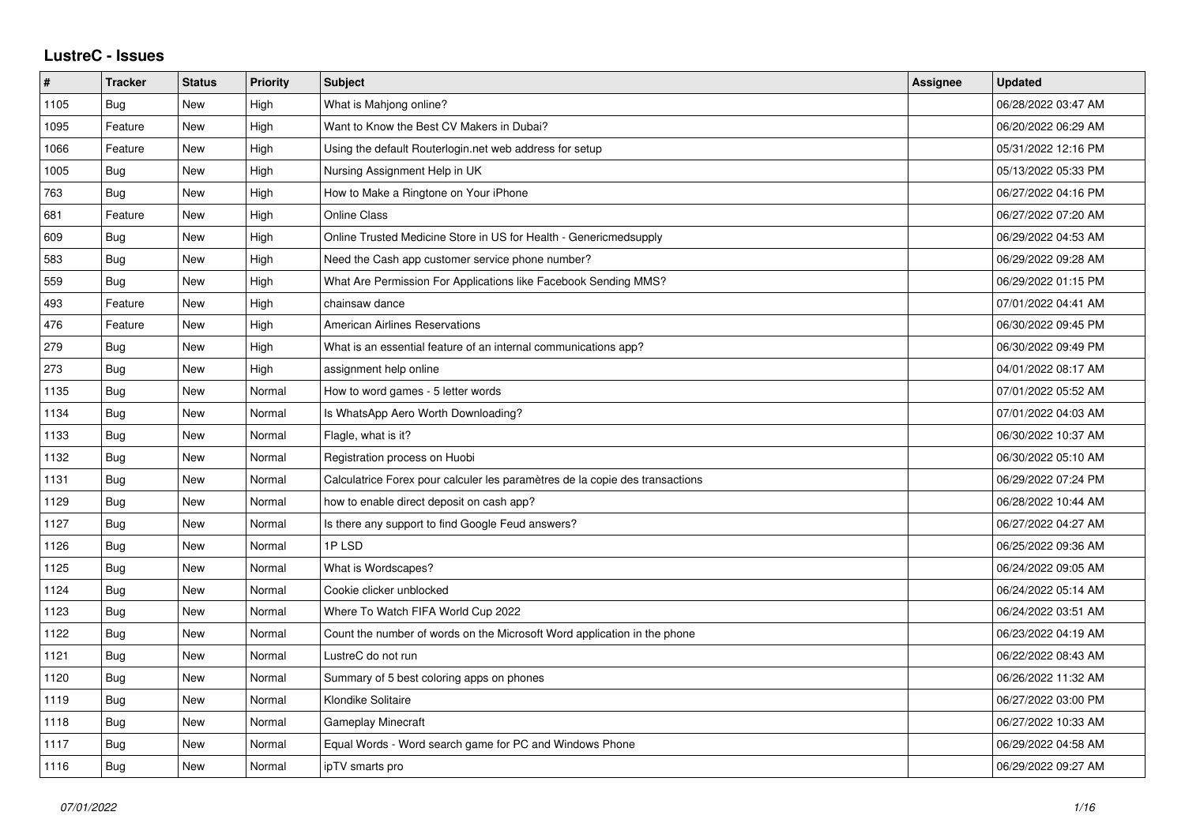# LustreC - Issues

| # | Tracker | Status | Priority | Subject | Assignee | Updated |
|---|---|---|---|---|---|---|
| 1105 | Bug | New | High | What is Mahjong online? | | 06/28/2022 03:47 AM |
| 1095 | Feature | New | High | Want to Know the Best CV Makers in Dubai? | | 06/20/2022 06:29 AM |
| 1066 | Feature | New | High | Using the default Routerlogin.net web address for setup | | 05/31/2022 12:16 PM |
| 1005 | Bug | New | High | Nursing Assignment Help in UK | | 05/13/2022 05:33 PM |
| 763 | Bug | New | High | How to Make a Ringtone on Your iPhone | | 06/27/2022 04:16 PM |
| 681 | Feature | New | High | Online Class | | 06/27/2022 07:20 AM |
| 609 | Bug | New | High | Online Trusted Medicine Store in US for Health - Genericmedsupply | | 06/29/2022 04:53 AM |
| 583 | Bug | New | High | Need the Cash app customer service phone number? | | 06/29/2022 09:28 AM |
| 559 | Bug | New | High | What Are Permission For Applications like Facebook Sending MMS? | | 06/29/2022 01:15 PM |
| 493 | Feature | New | High | chainsaw dance | | 07/01/2022 04:41 AM |
| 476 | Feature | New | High | American Airlines Reservations | | 06/30/2022 09:45 PM |
| 279 | Bug | New | High | What is an essential feature of an internal communications app? | | 06/30/2022 09:49 PM |
| 273 | Bug | New | High | assignment help online | | 04/01/2022 08:17 AM |
| 1135 | Bug | New | Normal | How to word games - 5 letter words | | 07/01/2022 05:52 AM |
| 1134 | Bug | New | Normal | Is WhatsApp Aero Worth Downloading? | | 07/01/2022 04:03 AM |
| 1133 | Bug | New | Normal | Flagle, what is it? | | 06/30/2022 10:37 AM |
| 1132 | Bug | New | Normal | Registration process on Huobi | | 06/30/2022 05:10 AM |
| 1131 | Bug | New | Normal | Calculatrice Forex pour calculer les paramètres de la copie des transactions | | 06/29/2022 07:24 PM |
| 1129 | Bug | New | Normal | how to enable direct deposit on cash app? | | 06/28/2022 10:44 AM |
| 1127 | Bug | New | Normal | Is there any support to find Google Feud answers? | | 06/27/2022 04:27 AM |
| 1126 | Bug | New | Normal | 1P LSD | | 06/25/2022 09:36 AM |
| 1125 | Bug | New | Normal | What is Wordscapes? | | 06/24/2022 09:05 AM |
| 1124 | Bug | New | Normal | Cookie clicker unblocked | | 06/24/2022 05:14 AM |
| 1123 | Bug | New | Normal | Where To Watch FIFA World Cup 2022 | | 06/24/2022 03:51 AM |
| 1122 | Bug | New | Normal | Count the number of words on the Microsoft Word application in the phone | | 06/23/2022 04:19 AM |
| 1121 | Bug | New | Normal | LustreC do not run | | 06/22/2022 08:43 AM |
| 1120 | Bug | New | Normal | Summary of 5 best coloring apps on phones | | 06/26/2022 11:32 AM |
| 1119 | Bug | New | Normal | Klondike Solitaire | | 06/27/2022 03:00 PM |
| 1118 | Bug | New | Normal | Gameplay Minecraft | | 06/27/2022 10:33 AM |
| 1117 | Bug | New | Normal | Equal Words - Word search game for PC and Windows Phone | | 06/29/2022 04:58 AM |
| 1116 | Bug | New | Normal | ipTV smarts pro | | 06/29/2022 09:27 AM |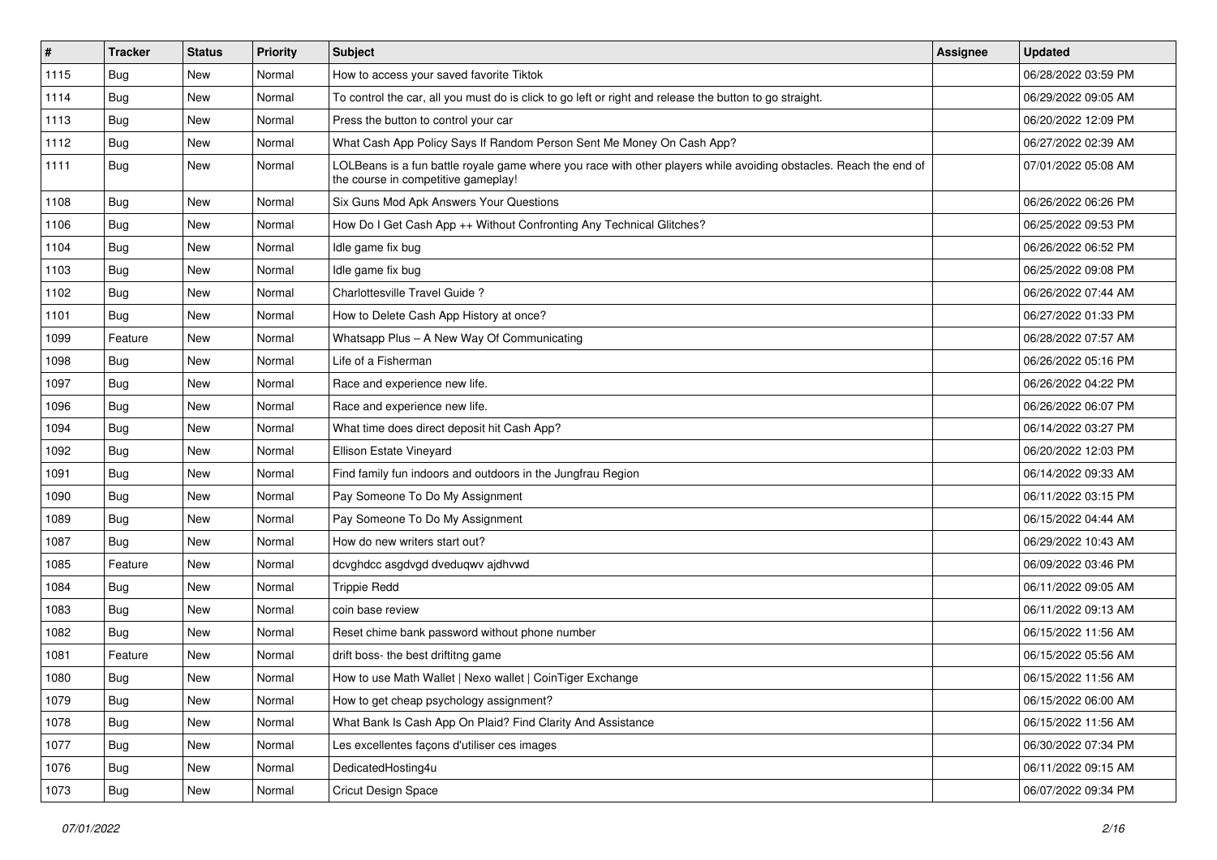| # | Tracker | Status | Priority | Subject | Assignee | Updated |
|---|---|---|---|---|---|---|
| 1115 | Bug | New | Normal | How to access your saved favorite Tiktok | | 06/28/2022 03:59 PM |
| 1114 | Bug | New | Normal | To control the car, all you must do is click to go left or right and release the button to go straight. | | 06/29/2022 09:05 AM |
| 1113 | Bug | New | Normal | Press the button to control your car | | 06/20/2022 12:09 PM |
| 1112 | Bug | New | Normal | What Cash App Policy Says If Random Person Sent Me Money On Cash App? | | 06/27/2022 02:39 AM |
| 1111 | Bug | New | Normal | LOLBeans is a fun battle royale game where you race with other players while avoiding obstacles. Reach the end of the course in competitive gameplay! | | 07/01/2022 05:08 AM |
| 1108 | Bug | New | Normal | Six Guns Mod Apk Answers Your Questions | | 06/26/2022 06:26 PM |
| 1106 | Bug | New | Normal | How Do I Get Cash App ++ Without Confronting Any Technical Glitches? | | 06/25/2022 09:53 PM |
| 1104 | Bug | New | Normal | Idle game fix bug | | 06/26/2022 06:52 PM |
| 1103 | Bug | New | Normal | Idle game fix bug | | 06/25/2022 09:08 PM |
| 1102 | Bug | New | Normal | Charlottesville Travel Guide ? | | 06/26/2022 07:44 AM |
| 1101 | Bug | New | Normal | How to Delete Cash App History at once? | | 06/27/2022 01:33 PM |
| 1099 | Feature | New | Normal | Whatsapp Plus – A New Way Of Communicating | | 06/28/2022 07:57 AM |
| 1098 | Bug | New | Normal | Life of a Fisherman | | 06/26/2022 05:16 PM |
| 1097 | Bug | New | Normal | Race and experience new life. | | 06/26/2022 04:22 PM |
| 1096 | Bug | New | Normal | Race and experience new life. | | 06/26/2022 06:07 PM |
| 1094 | Bug | New | Normal | What time does direct deposit hit Cash App? | | 06/14/2022 03:27 PM |
| 1092 | Bug | New | Normal | Ellison Estate Vineyard | | 06/20/2022 12:03 PM |
| 1091 | Bug | New | Normal | Find family fun indoors and outdoors in the Jungfrau Region | | 06/14/2022 09:33 AM |
| 1090 | Bug | New | Normal | Pay Someone To Do My Assignment | | 06/11/2022 03:15 PM |
| 1089 | Bug | New | Normal | Pay Someone To Do My Assignment | | 06/15/2022 04:44 AM |
| 1087 | Bug | New | Normal | How do new writers start out? | | 06/29/2022 10:43 AM |
| 1085 | Feature | New | Normal | dcvghdcc asgdvgd dveduqwv ajdhvwd | | 06/09/2022 03:46 PM |
| 1084 | Bug | New | Normal | Trippie Redd | | 06/11/2022 09:05 AM |
| 1083 | Bug | New | Normal | coin base review | | 06/11/2022 09:13 AM |
| 1082 | Bug | New | Normal | Reset chime bank password without phone number | | 06/15/2022 11:56 AM |
| 1081 | Feature | New | Normal | drift boss- the best driftitng game | | 06/15/2022 05:56 AM |
| 1080 | Bug | New | Normal | How to use Math Wallet \| Nexo wallet \| CoinTiger Exchange | | 06/15/2022 11:56 AM |
| 1079 | Bug | New | Normal | How to get cheap psychology assignment? | | 06/15/2022 06:00 AM |
| 1078 | Bug | New | Normal | What Bank Is Cash App On Plaid? Find Clarity And Assistance | | 06/15/2022 11:56 AM |
| 1077 | Bug | New | Normal | Les excellentes façons d'utiliser ces images | | 06/30/2022 07:34 PM |
| 1076 | Bug | New | Normal | DedicatedHosting4u | | 06/11/2022 09:15 AM |
| 1073 | Bug | New | Normal | Cricut Design Space | | 06/07/2022 09:34 PM |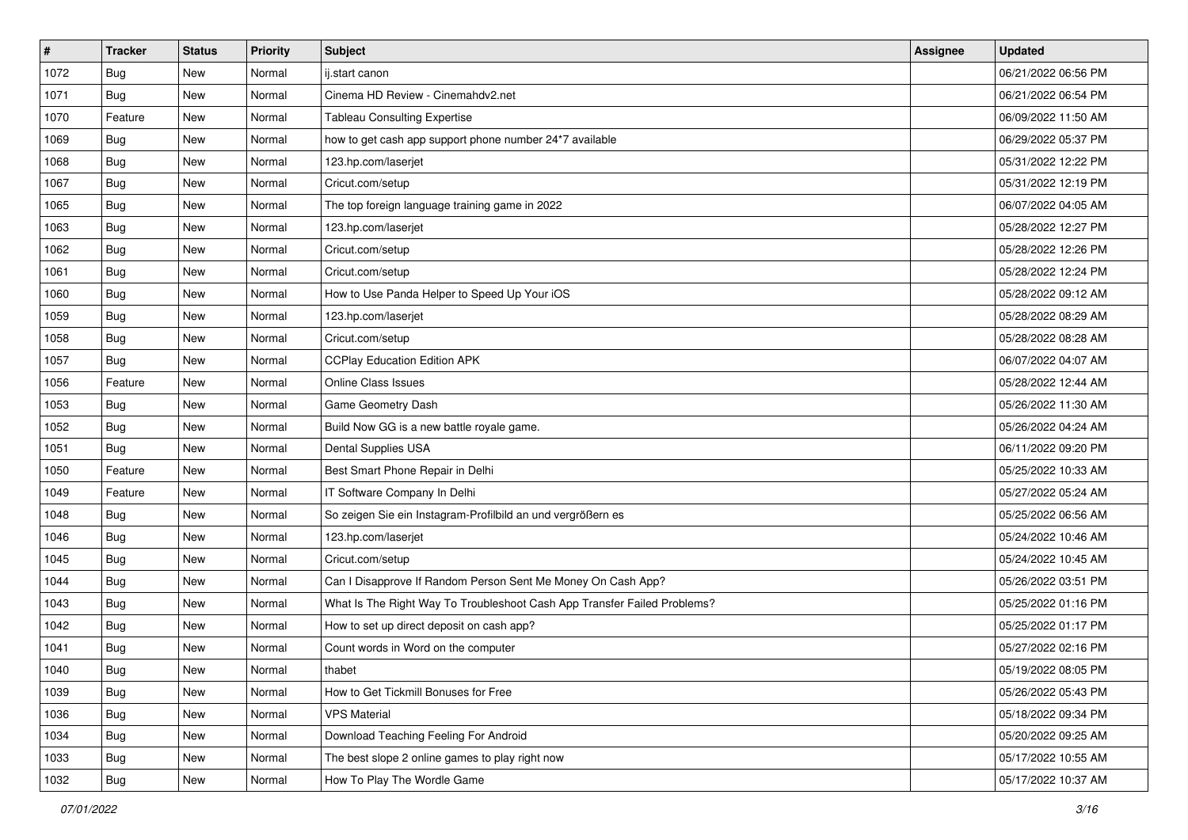| # | Tracker | Status | Priority | Subject | Assignee | Updated |
| --- | --- | --- | --- | --- | --- | --- |
| 1072 | Bug | New | Normal | ij.start canon |  | 06/21/2022 06:56 PM |
| 1071 | Bug | New | Normal | Cinema HD Review - Cinemahdv2.net |  | 06/21/2022 06:54 PM |
| 1070 | Feature | New | Normal | Tableau Consulting Expertise |  | 06/09/2022 11:50 AM |
| 1069 | Bug | New | Normal | how to get cash app support phone number 24*7 available |  | 06/29/2022 05:37 PM |
| 1068 | Bug | New | Normal | 123.hp.com/laserjet |  | 05/31/2022 12:22 PM |
| 1067 | Bug | New | Normal | Cricut.com/setup |  | 05/31/2022 12:19 PM |
| 1065 | Bug | New | Normal | The top foreign language training game in 2022 |  | 06/07/2022 04:05 AM |
| 1063 | Bug | New | Normal | 123.hp.com/laserjet |  | 05/28/2022 12:27 PM |
| 1062 | Bug | New | Normal | Cricut.com/setup |  | 05/28/2022 12:26 PM |
| 1061 | Bug | New | Normal | Cricut.com/setup |  | 05/28/2022 12:24 PM |
| 1060 | Bug | New | Normal | How to Use Panda Helper to Speed Up Your iOS |  | 05/28/2022 09:12 AM |
| 1059 | Bug | New | Normal | 123.hp.com/laserjet |  | 05/28/2022 08:29 AM |
| 1058 | Bug | New | Normal | Cricut.com/setup |  | 05/28/2022 08:28 AM |
| 1057 | Bug | New | Normal | CCPlay Education Edition APK |  | 06/07/2022 04:07 AM |
| 1056 | Feature | New | Normal | Online Class Issues |  | 05/28/2022 12:44 AM |
| 1053 | Bug | New | Normal | Game Geometry Dash |  | 05/26/2022 11:30 AM |
| 1052 | Bug | New | Normal | Build Now GG is a new battle royale game. |  | 05/26/2022 04:24 AM |
| 1051 | Bug | New | Normal | Dental Supplies USA |  | 06/11/2022 09:20 PM |
| 1050 | Feature | New | Normal | Best Smart Phone Repair in Delhi |  | 05/25/2022 10:33 AM |
| 1049 | Feature | New | Normal | IT Software Company In Delhi |  | 05/27/2022 05:24 AM |
| 1048 | Bug | New | Normal | So zeigen Sie ein Instagram-Profilbild an und vergrößern es |  | 05/25/2022 06:56 AM |
| 1046 | Bug | New | Normal | 123.hp.com/laserjet |  | 05/24/2022 10:46 AM |
| 1045 | Bug | New | Normal | Cricut.com/setup |  | 05/24/2022 10:45 AM |
| 1044 | Bug | New | Normal | Can I Disapprove If Random Person Sent Me Money On Cash App? |  | 05/26/2022 03:51 PM |
| 1043 | Bug | New | Normal | What Is The Right Way To Troubleshoot Cash App Transfer Failed Problems? |  | 05/25/2022 01:16 PM |
| 1042 | Bug | New | Normal | How to set up direct deposit on cash app? |  | 05/25/2022 01:17 PM |
| 1041 | Bug | New | Normal | Count words in Word on the computer |  | 05/27/2022 02:16 PM |
| 1040 | Bug | New | Normal | thabet |  | 05/19/2022 08:05 PM |
| 1039 | Bug | New | Normal | How to Get Tickmill Bonuses for Free |  | 05/26/2022 05:43 PM |
| 1036 | Bug | New | Normal | VPS Material |  | 05/18/2022 09:34 PM |
| 1034 | Bug | New | Normal | Download Teaching Feeling For Android |  | 05/20/2022 09:25 AM |
| 1033 | Bug | New | Normal | The best slope 2 online games to play right now |  | 05/17/2022 10:55 AM |
| 1032 | Bug | New | Normal | How To Play The Wordle Game |  | 05/17/2022 10:37 AM |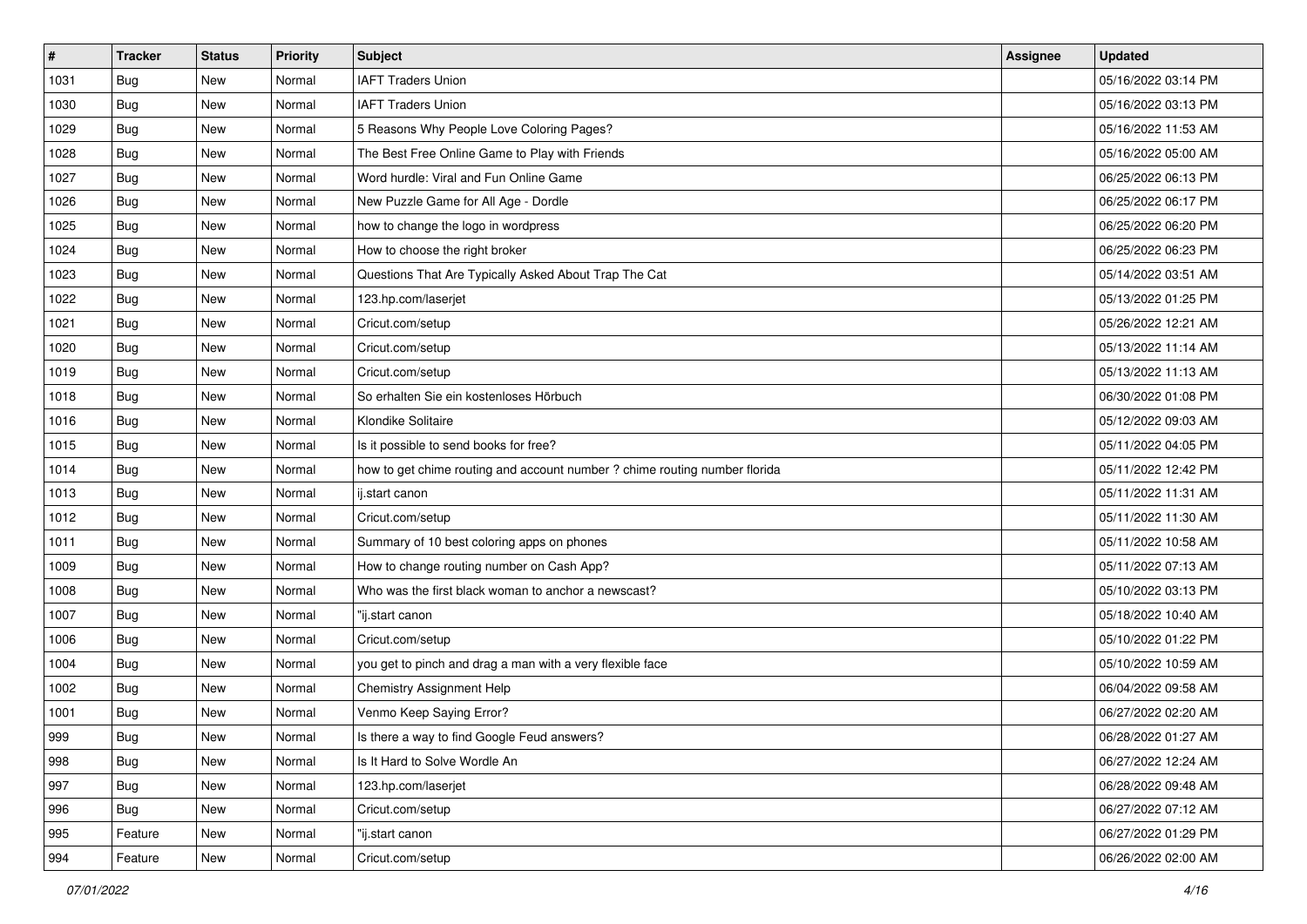| # | Tracker | Status | Priority | Subject | Assignee | Updated |
| --- | --- | --- | --- | --- | --- | --- |
| 1031 | Bug | New | Normal | IAFT Traders Union | | 05/16/2022 03:14 PM |
| 1030 | Bug | New | Normal | IAFT Traders Union | | 05/16/2022 03:13 PM |
| 1029 | Bug | New | Normal | 5 Reasons Why People Love Coloring Pages? | | 05/16/2022 11:53 AM |
| 1028 | Bug | New | Normal | The Best Free Online Game to Play with Friends | | 05/16/2022 05:00 AM |
| 1027 | Bug | New | Normal | Word hurdle: Viral and Fun Online Game | | 06/25/2022 06:13 PM |
| 1026 | Bug | New | Normal | New Puzzle Game for All Age - Dordle | | 06/25/2022 06:17 PM |
| 1025 | Bug | New | Normal | how to change the logo in wordpress | | 06/25/2022 06:20 PM |
| 1024 | Bug | New | Normal | How to choose the right broker | | 06/25/2022 06:23 PM |
| 1023 | Bug | New | Normal | Questions That Are Typically Asked About Trap The Cat | | 05/14/2022 03:51 AM |
| 1022 | Bug | New | Normal | 123.hp.com/laserjet | | 05/13/2022 01:25 PM |
| 1021 | Bug | New | Normal | Cricut.com/setup | | 05/26/2022 12:21 AM |
| 1020 | Bug | New | Normal | Cricut.com/setup | | 05/13/2022 11:14 AM |
| 1019 | Bug | New | Normal | Cricut.com/setup | | 05/13/2022 11:13 AM |
| 1018 | Bug | New | Normal | So erhalten Sie ein kostenloses Hörbuch | | 06/30/2022 01:08 PM |
| 1016 | Bug | New | Normal | Klondike Solitaire | | 05/12/2022 09:03 AM |
| 1015 | Bug | New | Normal | Is it possible to send books for free? | | 05/11/2022 04:05 PM |
| 1014 | Bug | New | Normal | how to get chime routing and account number ? chime routing number florida | | 05/11/2022 12:42 PM |
| 1013 | Bug | New | Normal | ij.start canon | | 05/11/2022 11:31 AM |
| 1012 | Bug | New | Normal | Cricut.com/setup | | 05/11/2022 11:30 AM |
| 1011 | Bug | New | Normal | Summary of 10 best coloring apps on phones | | 05/11/2022 10:58 AM |
| 1009 | Bug | New | Normal | How to change routing number on Cash App? | | 05/11/2022 07:13 AM |
| 1008 | Bug | New | Normal | Who was the first black woman to anchor a newscast? | | 05/10/2022 03:13 PM |
| 1007 | Bug | New | Normal | "ij.start canon | | 05/18/2022 10:40 AM |
| 1006 | Bug | New | Normal | Cricut.com/setup | | 05/10/2022 01:22 PM |
| 1004 | Bug | New | Normal | you get to pinch and drag a man with a very flexible face | | 05/10/2022 10:59 AM |
| 1002 | Bug | New | Normal | Chemistry Assignment Help | | 06/04/2022 09:58 AM |
| 1001 | Bug | New | Normal | Venmo Keep Saying Error? | | 06/27/2022 02:20 AM |
| 999 | Bug | New | Normal | Is there a way to find Google Feud answers? | | 06/28/2022 01:27 AM |
| 998 | Bug | New | Normal | Is It Hard to Solve Wordle An | | 06/27/2022 12:24 AM |
| 997 | Bug | New | Normal | 123.hp.com/laserjet | | 06/28/2022 09:48 AM |
| 996 | Bug | New | Normal | Cricut.com/setup | | 06/27/2022 07:12 AM |
| 995 | Feature | New | Normal | "ij.start canon | | 06/27/2022 01:29 PM |
| 994 | Feature | New | Normal | Cricut.com/setup | | 06/26/2022 02:00 AM |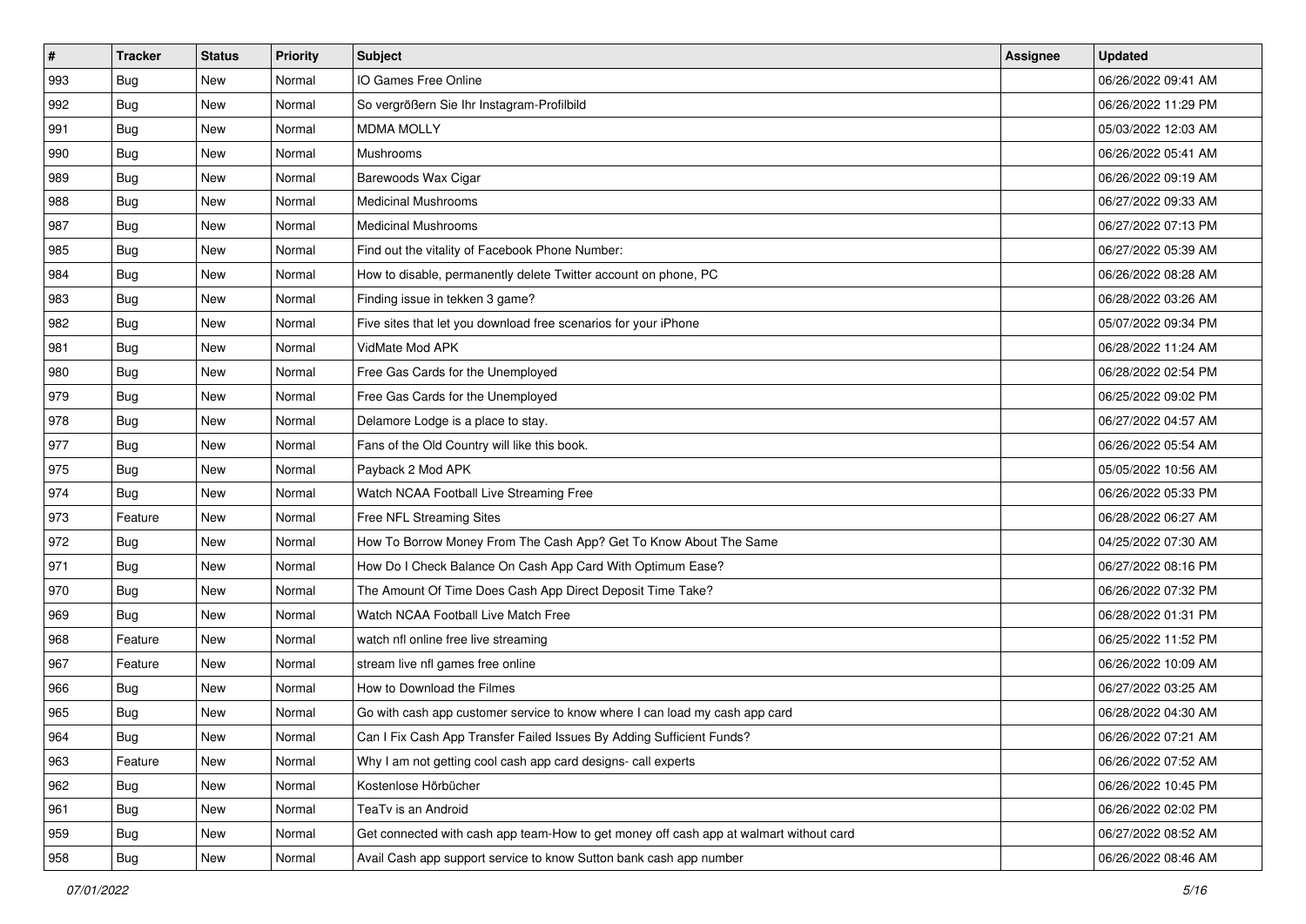| # | Tracker | Status | Priority | Subject | Assignee | Updated |
|---|---|---|---|---|---|---|
| 993 | Bug | New | Normal | IO Games Free Online | | 06/26/2022 09:41 AM |
| 992 | Bug | New | Normal | So vergrößern Sie Ihr Instagram-Profilbild | | 06/26/2022 11:29 PM |
| 991 | Bug | New | Normal | MDMA MOLLY | | 05/03/2022 12:03 AM |
| 990 | Bug | New | Normal | Mushrooms | | 06/26/2022 05:41 AM |
| 989 | Bug | New | Normal | Barewoods Wax Cigar | | 06/26/2022 09:19 AM |
| 988 | Bug | New | Normal | Medicinal Mushrooms | | 06/27/2022 09:33 AM |
| 987 | Bug | New | Normal | Medicinal Mushrooms | | 06/27/2022 07:13 PM |
| 985 | Bug | New | Normal | Find out the vitality of Facebook Phone Number: | | 06/27/2022 05:39 AM |
| 984 | Bug | New | Normal | How to disable, permanently delete Twitter account on phone, PC | | 06/26/2022 08:28 AM |
| 983 | Bug | New | Normal | Finding issue in tekken 3 game? | | 06/28/2022 03:26 AM |
| 982 | Bug | New | Normal | Five sites that let you download free scenarios for your iPhone | | 05/07/2022 09:34 PM |
| 981 | Bug | New | Normal | VidMate Mod APK | | 06/28/2022 11:24 AM |
| 980 | Bug | New | Normal | Free Gas Cards for the Unemployed | | 06/28/2022 02:54 PM |
| 979 | Bug | New | Normal | Free Gas Cards for the Unemployed | | 06/25/2022 09:02 PM |
| 978 | Bug | New | Normal | Delamore Lodge is a place to stay. | | 06/27/2022 04:57 AM |
| 977 | Bug | New | Normal | Fans of the Old Country will like this book. | | 06/26/2022 05:54 AM |
| 975 | Bug | New | Normal | Payback 2 Mod APK | | 05/05/2022 10:56 AM |
| 974 | Bug | New | Normal | Watch NCAA Football Live Streaming Free | | 06/26/2022 05:33 PM |
| 973 | Feature | New | Normal | Free NFL Streaming Sites | | 06/28/2022 06:27 AM |
| 972 | Bug | New | Normal | How To Borrow Money From The Cash App? Get To Know About The Same | | 04/25/2022 07:30 AM |
| 971 | Bug | New | Normal | How Do I Check Balance On Cash App Card With Optimum Ease? | | 06/27/2022 08:16 PM |
| 970 | Bug | New | Normal | The Amount Of Time Does Cash App Direct Deposit Time Take? | | 06/26/2022 07:32 PM |
| 969 | Bug | New | Normal | Watch NCAA Football Live Match Free | | 06/28/2022 01:31 PM |
| 968 | Feature | New | Normal | watch nfl online free live streaming | | 06/25/2022 11:52 PM |
| 967 | Feature | New | Normal | stream live nfl games free online | | 06/26/2022 10:09 AM |
| 966 | Bug | New | Normal | How to Download the Filmes | | 06/27/2022 03:25 AM |
| 965 | Bug | New | Normal | Go with cash app customer service to know where I can load my cash app card | | 06/28/2022 04:30 AM |
| 964 | Bug | New | Normal | Can I Fix Cash App Transfer Failed Issues By Adding Sufficient Funds? | | 06/26/2022 07:21 AM |
| 963 | Feature | New | Normal | Why I am not getting cool cash app card designs- call experts | | 06/26/2022 07:52 AM |
| 962 | Bug | New | Normal | Kostenlose Hörbücher | | 06/26/2022 10:45 PM |
| 961 | Bug | New | Normal | TeaTv is an Android | | 06/26/2022 02:02 PM |
| 959 | Bug | New | Normal | Get connected with cash app team-How to get money off cash app at walmart without card | | 06/27/2022 08:52 AM |
| 958 | Bug | New | Normal | Avail Cash app support service to know Sutton bank cash app number | | 06/26/2022 08:46 AM |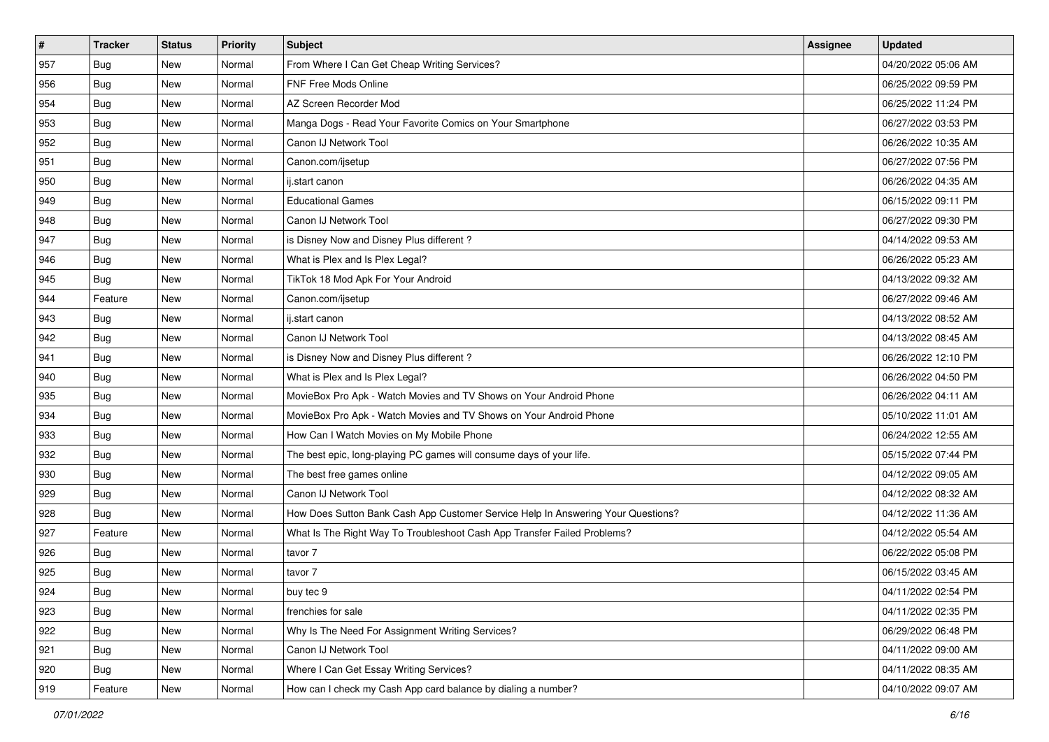| # | Tracker | Status | Priority | Subject | Assignee | Updated |
|---|---|---|---|---|---|---|
| 957 | Bug | New | Normal | From Where I Can Get Cheap Writing Services? | | 04/20/2022 05:06 AM |
| 956 | Bug | New | Normal | FNF Free Mods Online | | 06/25/2022 09:59 PM |
| 954 | Bug | New | Normal | AZ Screen Recorder Mod | | 06/25/2022 11:24 PM |
| 953 | Bug | New | Normal | Manga Dogs - Read Your Favorite Comics on Your Smartphone | | 06/27/2022 03:53 PM |
| 952 | Bug | New | Normal | Canon IJ Network Tool | | 06/26/2022 10:35 AM |
| 951 | Bug | New | Normal | Canon.com/ijsetup | | 06/27/2022 07:56 PM |
| 950 | Bug | New | Normal | ij.start canon | | 06/26/2022 04:35 AM |
| 949 | Bug | New | Normal | Educational Games | | 06/15/2022 09:11 PM |
| 948 | Bug | New | Normal | Canon IJ Network Tool | | 06/27/2022 09:30 PM |
| 947 | Bug | New | Normal | is Disney Now and Disney Plus different ? | | 04/14/2022 09:53 AM |
| 946 | Bug | New | Normal | What is Plex and Is Plex Legal? | | 06/26/2022 05:23 AM |
| 945 | Bug | New | Normal | TikTok 18 Mod Apk For Your Android | | 04/13/2022 09:32 AM |
| 944 | Feature | New | Normal | Canon.com/ijsetup | | 06/27/2022 09:46 AM |
| 943 | Bug | New | Normal | ij.start canon | | 04/13/2022 08:52 AM |
| 942 | Bug | New | Normal | Canon IJ Network Tool | | 04/13/2022 08:45 AM |
| 941 | Bug | New | Normal | is Disney Now and Disney Plus different ? | | 06/26/2022 12:10 PM |
| 940 | Bug | New | Normal | What is Plex and Is Plex Legal? | | 06/26/2022 04:50 PM |
| 935 | Bug | New | Normal | MovieBox Pro Apk - Watch Movies and TV Shows on Your Android Phone | | 06/26/2022 04:11 AM |
| 934 | Bug | New | Normal | MovieBox Pro Apk - Watch Movies and TV Shows on Your Android Phone | | 05/10/2022 11:01 AM |
| 933 | Bug | New | Normal | How Can I Watch Movies on My Mobile Phone | | 06/24/2022 12:55 AM |
| 932 | Bug | New | Normal | The best epic, long-playing PC games will consume days of your life. | | 05/15/2022 07:44 PM |
| 930 | Bug | New | Normal | The best free games online | | 04/12/2022 09:05 AM |
| 929 | Bug | New | Normal | Canon IJ Network Tool | | 04/12/2022 08:32 AM |
| 928 | Bug | New | Normal | How Does Sutton Bank Cash App Customer Service Help In Answering Your Questions? | | 04/12/2022 11:36 AM |
| 927 | Feature | New | Normal | What Is The Right Way To Troubleshoot Cash App Transfer Failed Problems? | | 04/12/2022 05:54 AM |
| 926 | Bug | New | Normal | tavor 7 | | 06/22/2022 05:08 PM |
| 925 | Bug | New | Normal | tavor 7 | | 06/15/2022 03:45 AM |
| 924 | Bug | New | Normal | buy tec 9 | | 04/11/2022 02:54 PM |
| 923 | Bug | New | Normal | frenchies for sale | | 04/11/2022 02:35 PM |
| 922 | Bug | New | Normal | Why Is The Need For Assignment Writing Services? | | 06/29/2022 06:48 PM |
| 921 | Bug | New | Normal | Canon IJ Network Tool | | 04/11/2022 09:00 AM |
| 920 | Bug | New | Normal | Where I Can Get Essay Writing Services? | | 04/11/2022 08:35 AM |
| 919 | Feature | New | Normal | How can I check my Cash App card balance by dialing a number? | | 04/10/2022 09:07 AM |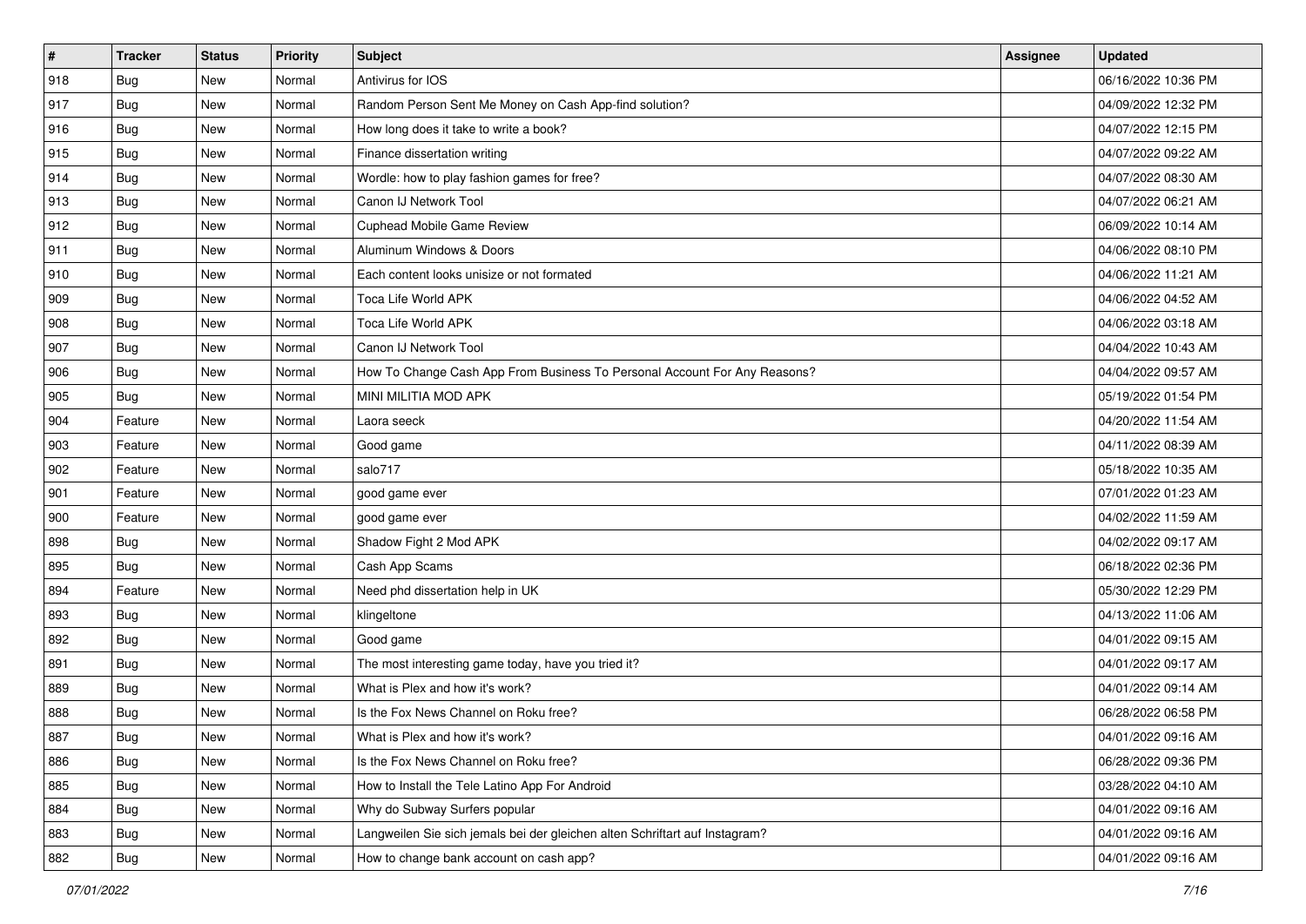| # | Tracker | Status | Priority | Subject | Assignee | Updated |
|---|---|---|---|---|---|---|
| 918 | Bug | New | Normal | Antivirus for IOS | | 06/16/2022 10:36 PM |
| 917 | Bug | New | Normal | Random Person Sent Me Money on Cash App-find solution? | | 04/09/2022 12:32 PM |
| 916 | Bug | New | Normal | How long does it take to write a book? | | 04/07/2022 12:15 PM |
| 915 | Bug | New | Normal | Finance dissertation writing | | 04/07/2022 09:22 AM |
| 914 | Bug | New | Normal | Wordle: how to play fashion games for free? | | 04/07/2022 08:30 AM |
| 913 | Bug | New | Normal | Canon IJ Network Tool | | 04/07/2022 06:21 AM |
| 912 | Bug | New | Normal | Cuphead Mobile Game Review | | 06/09/2022 10:14 AM |
| 911 | Bug | New | Normal | Aluminum Windows & Doors | | 04/06/2022 08:10 PM |
| 910 | Bug | New | Normal | Each content looks unisize or not formated | | 04/06/2022 11:21 AM |
| 909 | Bug | New | Normal | Toca Life World APK | | 04/06/2022 04:52 AM |
| 908 | Bug | New | Normal | Toca Life World APK | | 04/06/2022 03:18 AM |
| 907 | Bug | New | Normal | Canon IJ Network Tool | | 04/04/2022 10:43 AM |
| 906 | Bug | New | Normal | How To Change Cash App From Business To Personal Account For Any Reasons? | | 04/04/2022 09:57 AM |
| 905 | Bug | New | Normal | MINI MILITIA MOD APK | | 05/19/2022 01:54 PM |
| 904 | Feature | New | Normal | Laora seeck | | 04/20/2022 11:54 AM |
| 903 | Feature | New | Normal | Good game | | 04/11/2022 08:39 AM |
| 902 | Feature | New | Normal | salo717 | | 05/18/2022 10:35 AM |
| 901 | Feature | New | Normal | good game ever | | 07/01/2022 01:23 AM |
| 900 | Feature | New | Normal | good game ever | | 04/02/2022 11:59 AM |
| 898 | Bug | New | Normal | Shadow Fight 2 Mod APK | | 04/02/2022 09:17 AM |
| 895 | Bug | New | Normal | Cash App Scams | | 06/18/2022 02:36 PM |
| 894 | Feature | New | Normal | Need phd dissertation help in UK | | 05/30/2022 12:29 PM |
| 893 | Bug | New | Normal | klingeltone | | 04/13/2022 11:06 AM |
| 892 | Bug | New | Normal | Good game | | 04/01/2022 09:15 AM |
| 891 | Bug | New | Normal | The most interesting game today, have you tried it? | | 04/01/2022 09:17 AM |
| 889 | Bug | New | Normal | What is Plex and how it's work? | | 04/01/2022 09:14 AM |
| 888 | Bug | New | Normal | Is the Fox News Channel on Roku free? | | 06/28/2022 06:58 PM |
| 887 | Bug | New | Normal | What is Plex and how it's work? | | 04/01/2022 09:16 AM |
| 886 | Bug | New | Normal | Is the Fox News Channel on Roku free? | | 06/28/2022 09:36 PM |
| 885 | Bug | New | Normal | How to Install the Tele Latino App For Android | | 03/28/2022 04:10 AM |
| 884 | Bug | New | Normal | Why do Subway Surfers popular | | 04/01/2022 09:16 AM |
| 883 | Bug | New | Normal | Langweilen Sie sich jemals bei der gleichen alten Schriftart auf Instagram? | | 04/01/2022 09:16 AM |
| 882 | Bug | New | Normal | How to change bank account on cash app? | | 04/01/2022 09:16 AM |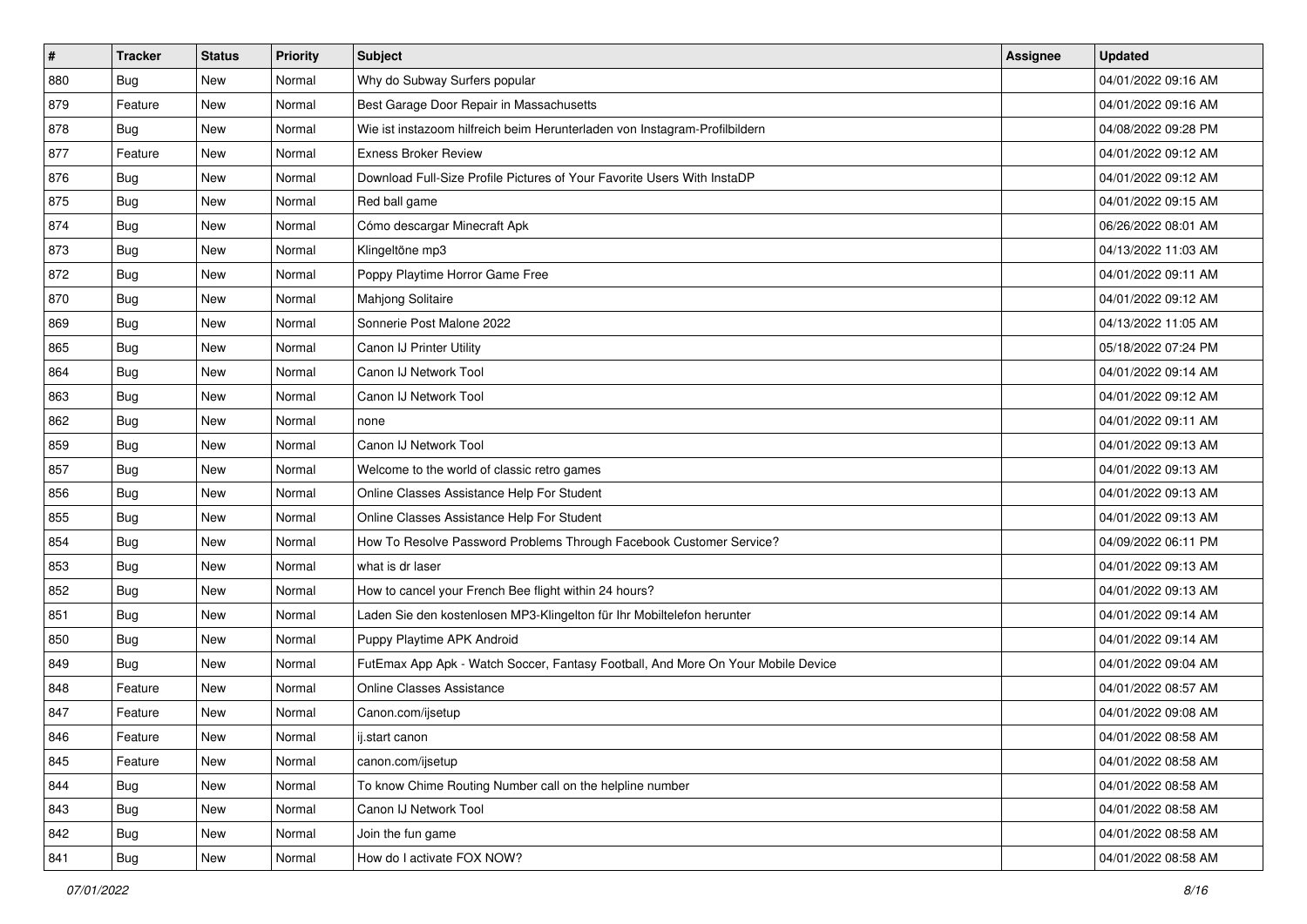| # | Tracker | Status | Priority | Subject | Assignee | Updated |
|---|---|---|---|---|---|---|
| 880 | Bug | New | Normal | Why do Subway Surfers popular | | 04/01/2022 09:16 AM |
| 879 | Feature | New | Normal | Best Garage Door Repair in Massachusetts | | 04/01/2022 09:16 AM |
| 878 | Bug | New | Normal | Wie ist instazoom hilfreich beim Herunterladen von Instagram-Profilbildern | | 04/08/2022 09:28 PM |
| 877 | Feature | New | Normal | Exness Broker Review | | 04/01/2022 09:12 AM |
| 876 | Bug | New | Normal | Download Full-Size Profile Pictures of Your Favorite Users With InstaDP | | 04/01/2022 09:12 AM |
| 875 | Bug | New | Normal | Red ball game | | 04/01/2022 09:15 AM |
| 874 | Bug | New | Normal | Cómo descargar Minecraft Apk | | 06/26/2022 08:01 AM |
| 873 | Bug | New | Normal | Klingeltöne mp3 | | 04/13/2022 11:03 AM |
| 872 | Bug | New | Normal | Poppy Playtime Horror Game Free | | 04/01/2022 09:11 AM |
| 870 | Bug | New | Normal | Mahjong Solitaire | | 04/01/2022 09:12 AM |
| 869 | Bug | New | Normal | Sonnerie Post Malone 2022 | | 04/13/2022 11:05 AM |
| 865 | Bug | New | Normal | Canon IJ Printer Utility | | 05/18/2022 07:24 PM |
| 864 | Bug | New | Normal | Canon IJ Network Tool | | 04/01/2022 09:14 AM |
| 863 | Bug | New | Normal | Canon IJ Network Tool | | 04/01/2022 09:12 AM |
| 862 | Bug | New | Normal | none | | 04/01/2022 09:11 AM |
| 859 | Bug | New | Normal | Canon IJ Network Tool | | 04/01/2022 09:13 AM |
| 857 | Bug | New | Normal | Welcome to the world of classic retro games | | 04/01/2022 09:13 AM |
| 856 | Bug | New | Normal | Online Classes Assistance Help For Student | | 04/01/2022 09:13 AM |
| 855 | Bug | New | Normal | Online Classes Assistance Help For Student | | 04/01/2022 09:13 AM |
| 854 | Bug | New | Normal | How To Resolve Password Problems Through Facebook Customer Service? | | 04/09/2022 06:11 PM |
| 853 | Bug | New | Normal | what is dr laser | | 04/01/2022 09:13 AM |
| 852 | Bug | New | Normal | How to cancel your French Bee flight within 24 hours? | | 04/01/2022 09:13 AM |
| 851 | Bug | New | Normal | Laden Sie den kostenlosen MP3-Klingelton für Ihr Mobiltelefon herunter | | 04/01/2022 09:14 AM |
| 850 | Bug | New | Normal | Puppy Playtime APK Android | | 04/01/2022 09:14 AM |
| 849 | Bug | New | Normal | FutEmax App Apk - Watch Soccer, Fantasy Football, And More On Your Mobile Device | | 04/01/2022 09:04 AM |
| 848 | Feature | New | Normal | Online Classes Assistance | | 04/01/2022 08:57 AM |
| 847 | Feature | New | Normal | Canon.com/ijsetup | | 04/01/2022 09:08 AM |
| 846 | Feature | New | Normal | ij.start canon | | 04/01/2022 08:58 AM |
| 845 | Feature | New | Normal | canon.com/ijsetup | | 04/01/2022 08:58 AM |
| 844 | Bug | New | Normal | To know Chime Routing Number call on the helpline number | | 04/01/2022 08:58 AM |
| 843 | Bug | New | Normal | Canon IJ Network Tool | | 04/01/2022 08:58 AM |
| 842 | Bug | New | Normal | Join the fun game | | 04/01/2022 08:58 AM |
| 841 | Bug | New | Normal | How do I activate FOX NOW? | | 04/01/2022 08:58 AM |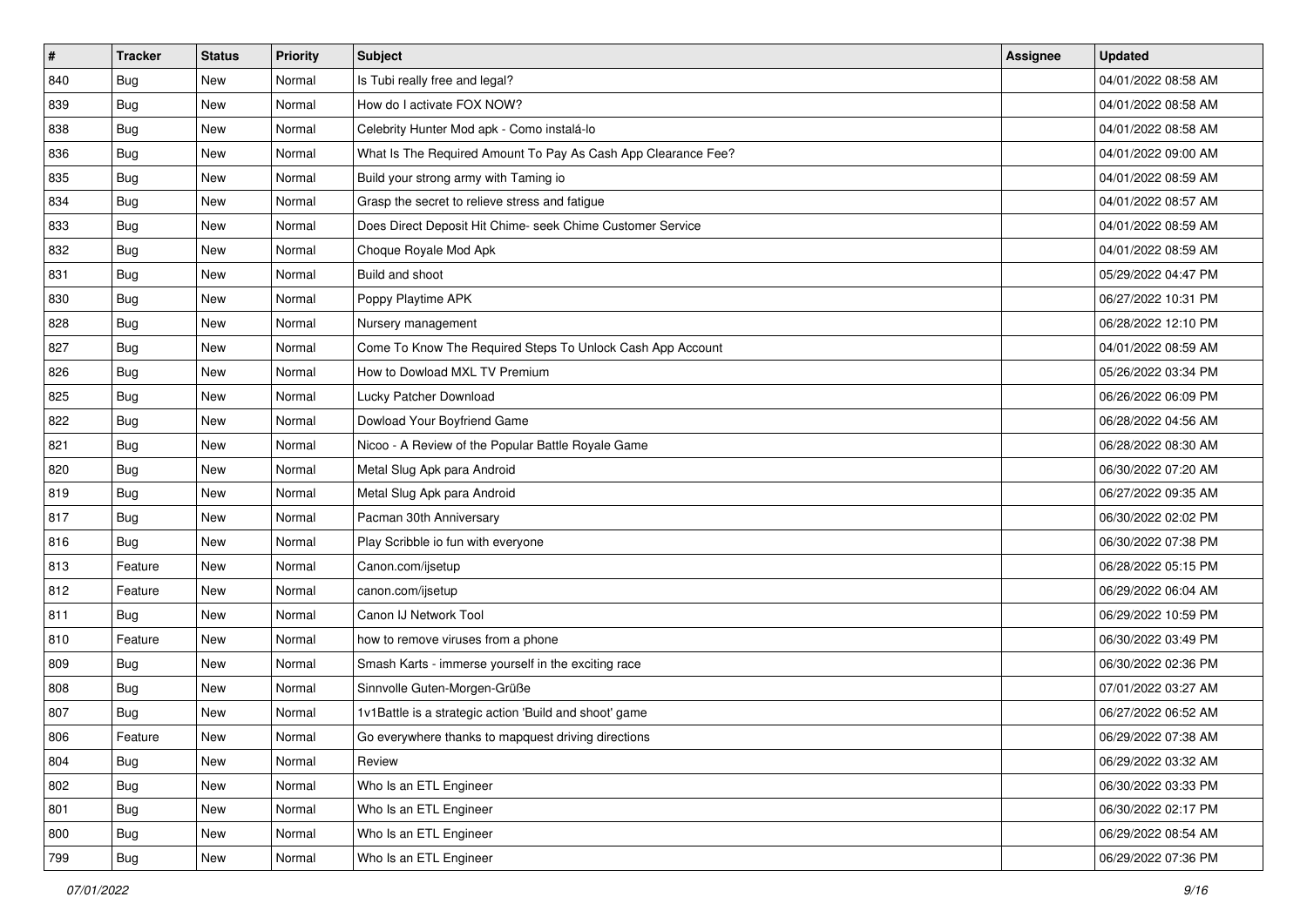| # | Tracker | Status | Priority | Subject | Assignee | Updated |
|---|---|---|---|---|---|---|
| 840 | Bug | New | Normal | Is Tubi really free and legal? | | 04/01/2022 08:58 AM |
| 839 | Bug | New | Normal | How do I activate FOX NOW? | | 04/01/2022 08:58 AM |
| 838 | Bug | New | Normal | Celebrity Hunter Mod apk - Como instalá-lo | | 04/01/2022 08:58 AM |
| 836 | Bug | New | Normal | What Is The Required Amount To Pay As Cash App Clearance Fee? | | 04/01/2022 09:00 AM |
| 835 | Bug | New | Normal | Build your strong army with Taming io | | 04/01/2022 08:59 AM |
| 834 | Bug | New | Normal | Grasp the secret to relieve stress and fatigue | | 04/01/2022 08:57 AM |
| 833 | Bug | New | Normal | Does Direct Deposit Hit Chime- seek Chime Customer Service | | 04/01/2022 08:59 AM |
| 832 | Bug | New | Normal | Choque Royale Mod Apk | | 04/01/2022 08:59 AM |
| 831 | Bug | New | Normal | Build and shoot | | 05/29/2022 04:47 PM |
| 830 | Bug | New | Normal | Poppy Playtime APK | | 06/27/2022 10:31 PM |
| 828 | Bug | New | Normal | Nursery management | | 06/28/2022 12:10 PM |
| 827 | Bug | New | Normal | Come To Know The Required Steps To Unlock Cash App Account | | 04/01/2022 08:59 AM |
| 826 | Bug | New | Normal | How to Dowload MXL TV Premium | | 05/26/2022 03:34 PM |
| 825 | Bug | New | Normal | Lucky Patcher Download | | 06/26/2022 06:09 PM |
| 822 | Bug | New | Normal | Dowload Your Boyfriend Game | | 06/28/2022 04:56 AM |
| 821 | Bug | New | Normal | Nicoo - A Review of the Popular Battle Royale Game | | 06/28/2022 08:30 AM |
| 820 | Bug | New | Normal | Metal Slug Apk para Android | | 06/30/2022 07:20 AM |
| 819 | Bug | New | Normal | Metal Slug Apk para Android | | 06/27/2022 09:35 AM |
| 817 | Bug | New | Normal | Pacman 30th Anniversary | | 06/30/2022 02:02 PM |
| 816 | Bug | New | Normal | Play Scribble io fun with everyone | | 06/30/2022 07:38 PM |
| 813 | Feature | New | Normal | Canon.com/ijsetup | | 06/28/2022 05:15 PM |
| 812 | Feature | New | Normal | canon.com/ijsetup | | 06/29/2022 06:04 AM |
| 811 | Bug | New | Normal | Canon IJ Network Tool | | 06/29/2022 10:59 PM |
| 810 | Feature | New | Normal | how to remove viruses from a phone | | 06/30/2022 03:49 PM |
| 809 | Bug | New | Normal | Smash Karts - immerse yourself in the exciting race | | 06/30/2022 02:36 PM |
| 808 | Bug | New | Normal | Sinnvolle Guten-Morgen-Grüße | | 07/01/2022 03:27 AM |
| 807 | Bug | New | Normal | 1v1Battle is a strategic action 'Build and shoot' game | | 06/27/2022 06:52 AM |
| 806 | Feature | New | Normal | Go everywhere thanks to mapquest driving directions | | 06/29/2022 07:38 AM |
| 804 | Bug | New | Normal | Review | | 06/29/2022 03:32 AM |
| 802 | Bug | New | Normal | Who Is an ETL Engineer | | 06/30/2022 03:33 PM |
| 801 | Bug | New | Normal | Who Is an ETL Engineer | | 06/30/2022 02:17 PM |
| 800 | Bug | New | Normal | Who Is an ETL Engineer | | 06/29/2022 08:54 AM |
| 799 | Bug | New | Normal | Who Is an ETL Engineer | | 06/29/2022 07:36 PM |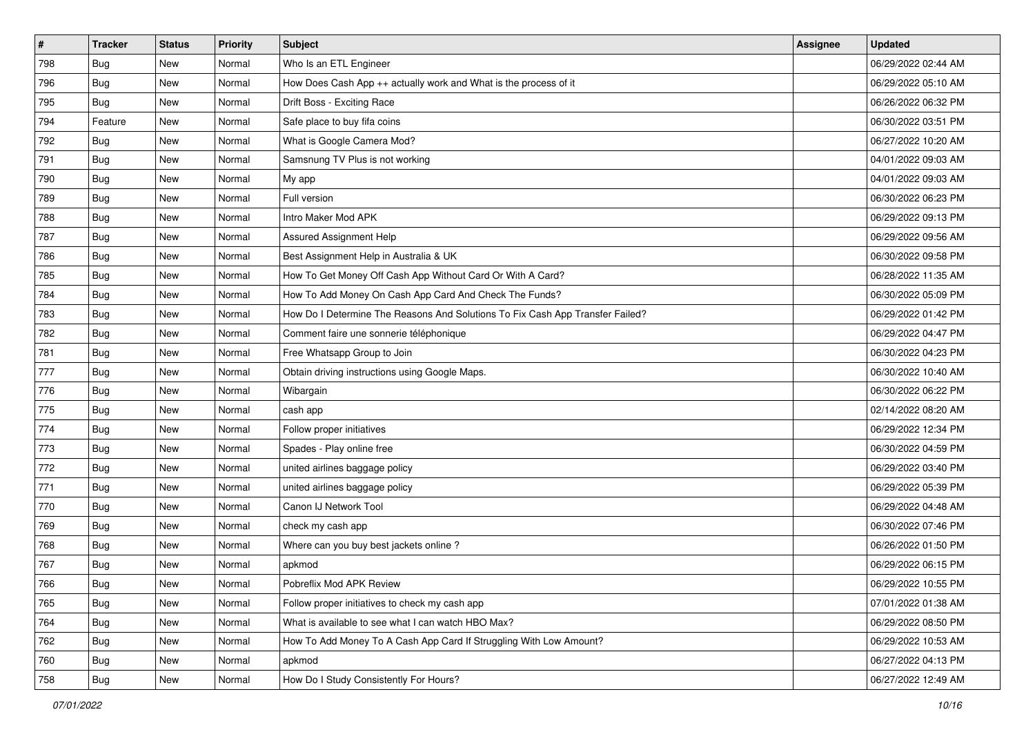| # | Tracker | Status | Priority | Subject | Assignee | Updated |
|---|---|---|---|---|---|---|
| 798 | Bug | New | Normal | Who Is an ETL Engineer | | 06/29/2022 02:44 AM |
| 796 | Bug | New | Normal | How Does Cash App ++ actually work and What is the process of it | | 06/29/2022 05:10 AM |
| 795 | Bug | New | Normal | Drift Boss - Exciting Race | | 06/26/2022 06:32 PM |
| 794 | Feature | New | Normal | Safe place to buy fifa coins | | 06/30/2022 03:51 PM |
| 792 | Bug | New | Normal | What is Google Camera Mod? | | 06/27/2022 10:20 AM |
| 791 | Bug | New | Normal | Samsnung TV Plus is not working | | 04/01/2022 09:03 AM |
| 790 | Bug | New | Normal | My app | | 04/01/2022 09:03 AM |
| 789 | Bug | New | Normal | Full version | | 06/30/2022 06:23 PM |
| 788 | Bug | New | Normal | Intro Maker Mod APK | | 06/29/2022 09:13 PM |
| 787 | Bug | New | Normal | Assured Assignment Help | | 06/29/2022 09:56 AM |
| 786 | Bug | New | Normal | Best Assignment Help in Australia & UK | | 06/30/2022 09:58 PM |
| 785 | Bug | New | Normal | How To Get Money Off Cash App Without Card Or With A Card? | | 06/28/2022 11:35 AM |
| 784 | Bug | New | Normal | How To Add Money On Cash App Card And Check The Funds? | | 06/30/2022 05:09 PM |
| 783 | Bug | New | Normal | How Do I Determine The Reasons And Solutions To Fix Cash App Transfer Failed? | | 06/29/2022 01:42 PM |
| 782 | Bug | New | Normal | Comment faire une sonnerie téléphonique | | 06/29/2022 04:47 PM |
| 781 | Bug | New | Normal | Free Whatsapp Group to Join | | 06/30/2022 04:23 PM |
| 777 | Bug | New | Normal | Obtain driving instructions using Google Maps. | | 06/30/2022 10:40 AM |
| 776 | Bug | New | Normal | Wibargain | | 06/30/2022 06:22 PM |
| 775 | Bug | New | Normal | cash app | | 02/14/2022 08:20 AM |
| 774 | Bug | New | Normal | Follow proper initiatives | | 06/29/2022 12:34 PM |
| 773 | Bug | New | Normal | Spades - Play online free | | 06/30/2022 04:59 PM |
| 772 | Bug | New | Normal | united airlines baggage policy | | 06/29/2022 03:40 PM |
| 771 | Bug | New | Normal | united airlines baggage policy | | 06/29/2022 05:39 PM |
| 770 | Bug | New | Normal | Canon IJ Network Tool | | 06/29/2022 04:48 AM |
| 769 | Bug | New | Normal | check my cash app | | 06/30/2022 07:46 PM |
| 768 | Bug | New | Normal | Where can you buy best jackets online ? | | 06/26/2022 01:50 PM |
| 767 | Bug | New | Normal | apkmod | | 06/29/2022 06:15 PM |
| 766 | Bug | New | Normal | Pobreflix Mod APK Review | | 06/29/2022 10:55 PM |
| 765 | Bug | New | Normal | Follow proper initiatives to check my cash app | | 07/01/2022 01:38 AM |
| 764 | Bug | New | Normal | What is available to see what I can watch HBO Max? | | 06/29/2022 08:50 PM |
| 762 | Bug | New | Normal | How To Add Money To A Cash App Card If Struggling With Low Amount? | | 06/29/2022 10:53 AM |
| 760 | Bug | New | Normal | apkmod | | 06/27/2022 04:13 PM |
| 758 | Bug | New | Normal | How Do I Study Consistently For Hours? | | 06/27/2022 12:49 AM |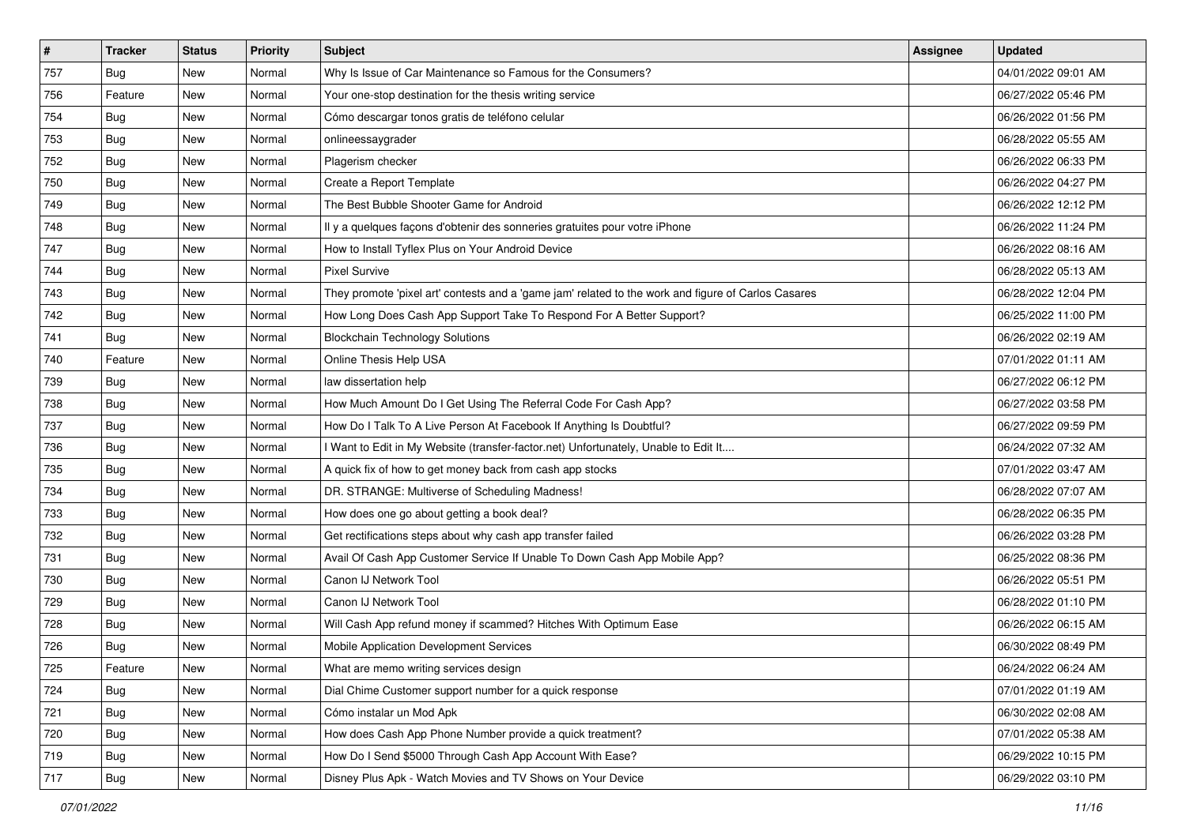| # | Tracker | Status | Priority | Subject | Assignee | Updated |
|---|---|---|---|---|---|---|
| 757 | Bug | New | Normal | Why Is Issue of Car Maintenance so Famous for the Consumers? | | 04/01/2022 09:01 AM |
| 756 | Feature | New | Normal | Your one-stop destination for the thesis writing service | | 06/27/2022 05:46 PM |
| 754 | Bug | New | Normal | Cómo descargar tonos gratis de teléfono celular | | 06/26/2022 01:56 PM |
| 753 | Bug | New | Normal | onlineessaygrader | | 06/28/2022 05:55 AM |
| 752 | Bug | New | Normal | Plagerism checker | | 06/26/2022 06:33 PM |
| 750 | Bug | New | Normal | Create a Report Template | | 06/26/2022 04:27 PM |
| 749 | Bug | New | Normal | The Best Bubble Shooter Game for Android | | 06/26/2022 12:12 PM |
| 748 | Bug | New | Normal | Il y a quelques façons d'obtenir des sonneries gratuites pour votre iPhone | | 06/26/2022 11:24 PM |
| 747 | Bug | New | Normal | How to Install Tyflex Plus on Your Android Device | | 06/26/2022 08:16 AM |
| 744 | Bug | New | Normal | Pixel Survive | | 06/28/2022 05:13 AM |
| 743 | Bug | New | Normal | They promote 'pixel art' contests and a 'game jam' related to the work and figure of Carlos Casares | | 06/28/2022 12:04 PM |
| 742 | Bug | New | Normal | How Long Does Cash App Support Take To Respond For A Better Support? | | 06/25/2022 11:00 PM |
| 741 | Bug | New | Normal | Blockchain Technology Solutions | | 06/26/2022 02:19 AM |
| 740 | Feature | New | Normal | Online Thesis Help USA | | 07/01/2022 01:11 AM |
| 739 | Bug | New | Normal | law dissertation help | | 06/27/2022 06:12 PM |
| 738 | Bug | New | Normal | How Much Amount Do I Get Using The Referral Code For Cash App? | | 06/27/2022 03:58 PM |
| 737 | Bug | New | Normal | How Do I Talk To A Live Person At Facebook If Anything Is Doubtful? | | 06/27/2022 09:59 PM |
| 736 | Bug | New | Normal | I Want to Edit in My Website (transfer-factor.net) Unfortunately, Unable to Edit It.... | | 06/24/2022 07:32 AM |
| 735 | Bug | New | Normal | A quick fix of how to get money back from cash app stocks | | 07/01/2022 03:47 AM |
| 734 | Bug | New | Normal | DR. STRANGE: Multiverse of Scheduling Madness! | | 06/28/2022 07:07 AM |
| 733 | Bug | New | Normal | How does one go about getting a book deal? | | 06/28/2022 06:35 PM |
| 732 | Bug | New | Normal | Get rectifications steps about why cash app transfer failed | | 06/26/2022 03:28 PM |
| 731 | Bug | New | Normal | Avail Of Cash App Customer Service If Unable To Down Cash App Mobile App? | | 06/25/2022 08:36 PM |
| 730 | Bug | New | Normal | Canon IJ Network Tool | | 06/26/2022 05:51 PM |
| 729 | Bug | New | Normal | Canon IJ Network Tool | | 06/28/2022 01:10 PM |
| 728 | Bug | New | Normal | Will Cash App refund money if scammed? Hitches With Optimum Ease | | 06/26/2022 06:15 AM |
| 726 | Bug | New | Normal | Mobile Application Development Services | | 06/30/2022 08:49 PM |
| 725 | Feature | New | Normal | What are memo writing services design | | 06/24/2022 06:24 AM |
| 724 | Bug | New | Normal | Dial Chime Customer support number for a quick response | | 07/01/2022 01:19 AM |
| 721 | Bug | New | Normal | Cómo instalar un Mod Apk | | 06/30/2022 02:08 AM |
| 720 | Bug | New | Normal | How does Cash App Phone Number provide a quick treatment? | | 07/01/2022 05:38 AM |
| 719 | Bug | New | Normal | How Do I Send $5000 Through Cash App Account With Ease? | | 06/29/2022 10:15 PM |
| 717 | Bug | New | Normal | Disney Plus Apk - Watch Movies and TV Shows on Your Device | | 06/29/2022 03:10 PM |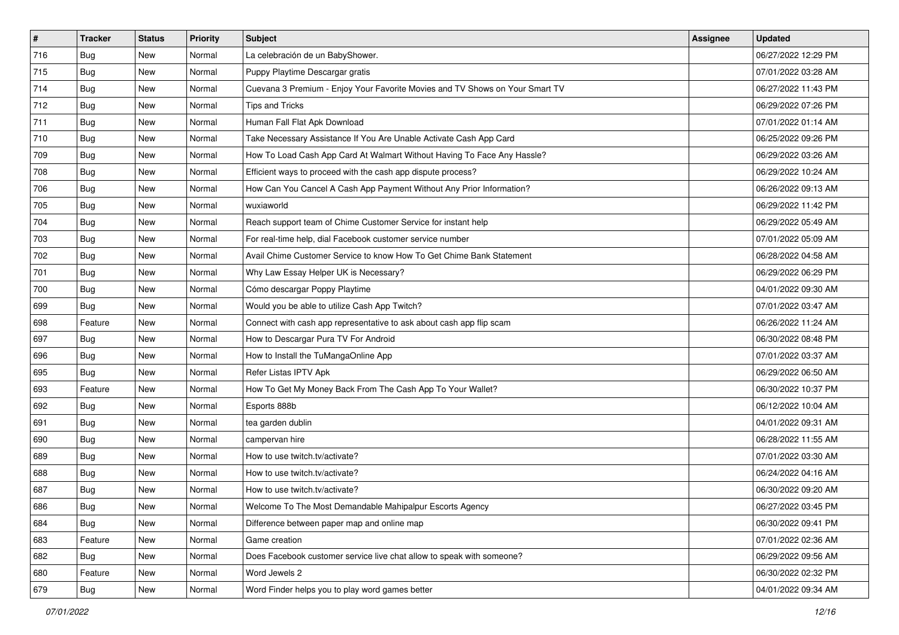| # | Tracker | Status | Priority | Subject | Assignee | Updated |
|---|---|---|---|---|---|---|
| 716 | Bug | New | Normal | La celebración de un BabyShower. | | 06/27/2022 12:29 PM |
| 715 | Bug | New | Normal | Puppy Playtime Descargar gratis | | 07/01/2022 03:28 AM |
| 714 | Bug | New | Normal | Cuevana 3 Premium - Enjoy Your Favorite Movies and TV Shows on Your Smart TV | | 06/27/2022 11:43 PM |
| 712 | Bug | New | Normal | Tips and Tricks | | 06/29/2022 07:26 PM |
| 711 | Bug | New | Normal | Human Fall Flat Apk Download | | 07/01/2022 01:14 AM |
| 710 | Bug | New | Normal | Take Necessary Assistance If You Are Unable Activate Cash App Card | | 06/25/2022 09:26 PM |
| 709 | Bug | New | Normal | How To Load Cash App Card At Walmart Without Having To Face Any Hassle? | | 06/29/2022 03:26 AM |
| 708 | Bug | New | Normal | Efficient ways to proceed with the cash app dispute process? | | 06/29/2022 10:24 AM |
| 706 | Bug | New | Normal | How Can You Cancel A Cash App Payment Without Any Prior Information? | | 06/26/2022 09:13 AM |
| 705 | Bug | New | Normal | wuxiaworld | | 06/29/2022 11:42 PM |
| 704 | Bug | New | Normal | Reach support team of Chime Customer Service for instant help | | 06/29/2022 05:49 AM |
| 703 | Bug | New | Normal | For real-time help, dial Facebook customer service number | | 07/01/2022 05:09 AM |
| 702 | Bug | New | Normal | Avail Chime Customer Service to know How To Get Chime Bank Statement | | 06/28/2022 04:58 AM |
| 701 | Bug | New | Normal | Why Law Essay Helper UK is Necessary? | | 06/29/2022 06:29 PM |
| 700 | Bug | New | Normal | Cómo descargar Poppy Playtime | | 04/01/2022 09:30 AM |
| 699 | Bug | New | Normal | Would you be able to utilize Cash App Twitch? | | 07/01/2022 03:47 AM |
| 698 | Feature | New | Normal | Connect with cash app representative to ask about cash app flip scam | | 06/26/2022 11:24 AM |
| 697 | Bug | New | Normal | How to Descargar Pura TV For Android | | 06/30/2022 08:48 PM |
| 696 | Bug | New | Normal | How to Install the TuMangaOnline App | | 07/01/2022 03:37 AM |
| 695 | Bug | New | Normal | Refer Listas IPTV Apk | | 06/29/2022 06:50 AM |
| 693 | Feature | New | Normal | How To Get My Money Back From The Cash App To Your Wallet? | | 06/30/2022 10:37 PM |
| 692 | Bug | New | Normal | Esports 888b | | 06/12/2022 10:04 AM |
| 691 | Bug | New | Normal | tea garden dublin | | 04/01/2022 09:31 AM |
| 690 | Bug | New | Normal | campervan hire | | 06/28/2022 11:55 AM |
| 689 | Bug | New | Normal | How to use twitch.tv/activate? | | 07/01/2022 03:30 AM |
| 688 | Bug | New | Normal | How to use twitch.tv/activate? | | 06/24/2022 04:16 AM |
| 687 | Bug | New | Normal | How to use twitch.tv/activate? | | 06/30/2022 09:20 AM |
| 686 | Bug | New | Normal | Welcome To The Most Demandable Mahipalpur Escorts Agency | | 06/27/2022 03:45 PM |
| 684 | Bug | New | Normal | Difference between paper map and online map | | 06/30/2022 09:41 PM |
| 683 | Feature | New | Normal | Game creation | | 07/01/2022 02:36 AM |
| 682 | Bug | New | Normal | Does Facebook customer service live chat allow to speak with someone? | | 06/29/2022 09:56 AM |
| 680 | Feature | New | Normal | Word Jewels 2 | | 06/30/2022 02:32 PM |
| 679 | Bug | New | Normal | Word Finder helps you to play word games better | | 04/01/2022 09:34 AM |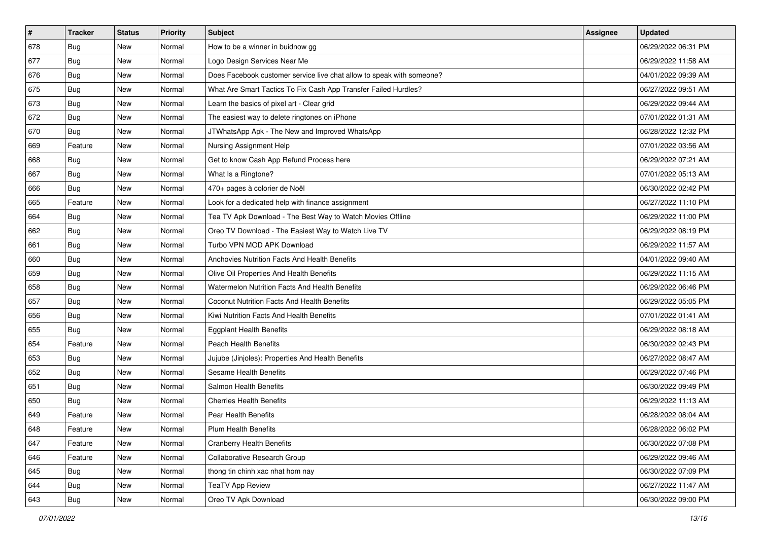| # | Tracker | Status | Priority | Subject | Assignee | Updated |
|---|---|---|---|---|---|---|
| 678 | Bug | New | Normal | How to be a winner in buidnow gg | | 06/29/2022 06:31 PM |
| 677 | Bug | New | Normal | Logo Design Services Near Me | | 06/29/2022 11:58 AM |
| 676 | Bug | New | Normal | Does Facebook customer service live chat allow to speak with someone? | | 04/01/2022 09:39 AM |
| 675 | Bug | New | Normal | What Are Smart Tactics To Fix Cash App Transfer Failed Hurdles? | | 06/27/2022 09:51 AM |
| 673 | Bug | New | Normal | Learn the basics of pixel art - Clear grid | | 06/29/2022 09:44 AM |
| 672 | Bug | New | Normal | The easiest way to delete ringtones on iPhone | | 07/01/2022 01:31 AM |
| 670 | Bug | New | Normal | JTWhatsApp Apk - The New and Improved WhatsApp | | 06/28/2022 12:32 PM |
| 669 | Feature | New | Normal | Nursing Assignment Help | | 07/01/2022 03:56 AM |
| 668 | Bug | New | Normal | Get to know Cash App Refund Process here | | 06/29/2022 07:21 AM |
| 667 | Bug | New | Normal | What Is a Ringtone? | | 07/01/2022 05:13 AM |
| 666 | Bug | New | Normal | 470+ pages à colorier de Noël | | 06/30/2022 02:42 PM |
| 665 | Feature | New | Normal | Look for a dedicated help with finance assignment | | 06/27/2022 11:10 PM |
| 664 | Bug | New | Normal | Tea TV Apk Download - The Best Way to Watch Movies Offline | | 06/29/2022 11:00 PM |
| 662 | Bug | New | Normal | Oreo TV Download - The Easiest Way to Watch Live TV | | 06/29/2022 08:19 PM |
| 661 | Bug | New | Normal | Turbo VPN MOD APK Download | | 06/29/2022 11:57 AM |
| 660 | Bug | New | Normal | Anchovies Nutrition Facts And Health Benefits | | 04/01/2022 09:40 AM |
| 659 | Bug | New | Normal | Olive Oil Properties And Health Benefits | | 06/29/2022 11:15 AM |
| 658 | Bug | New | Normal | Watermelon Nutrition Facts And Health Benefits | | 06/29/2022 06:46 PM |
| 657 | Bug | New | Normal | Coconut Nutrition Facts And Health Benefits | | 06/29/2022 05:05 PM |
| 656 | Bug | New | Normal | Kiwi Nutrition Facts And Health Benefits | | 07/01/2022 01:41 AM |
| 655 | Bug | New | Normal | Eggplant Health Benefits | | 06/29/2022 08:18 AM |
| 654 | Feature | New | Normal | Peach Health Benefits | | 06/30/2022 02:43 PM |
| 653 | Bug | New | Normal | Jujube (Jinjoles): Properties And Health Benefits | | 06/27/2022 08:47 AM |
| 652 | Bug | New | Normal | Sesame Health Benefits | | 06/29/2022 07:46 PM |
| 651 | Bug | New | Normal | Salmon Health Benefits | | 06/30/2022 09:49 PM |
| 650 | Bug | New | Normal | Cherries Health Benefits | | 06/29/2022 11:13 AM |
| 649 | Feature | New | Normal | Pear Health Benefits | | 06/28/2022 08:04 AM |
| 648 | Feature | New | Normal | Plum Health Benefits | | 06/28/2022 06:02 PM |
| 647 | Feature | New | Normal | Cranberry Health Benefits | | 06/30/2022 07:08 PM |
| 646 | Feature | New | Normal | Collaborative Research Group | | 06/29/2022 09:46 AM |
| 645 | Bug | New | Normal | thong tin chinh xac nhat hom nay | | 06/30/2022 07:09 PM |
| 644 | Bug | New | Normal | TeaTV App Review | | 06/27/2022 11:47 AM |
| 643 | Bug | New | Normal | Oreo TV Apk Download | | 06/30/2022 09:00 PM |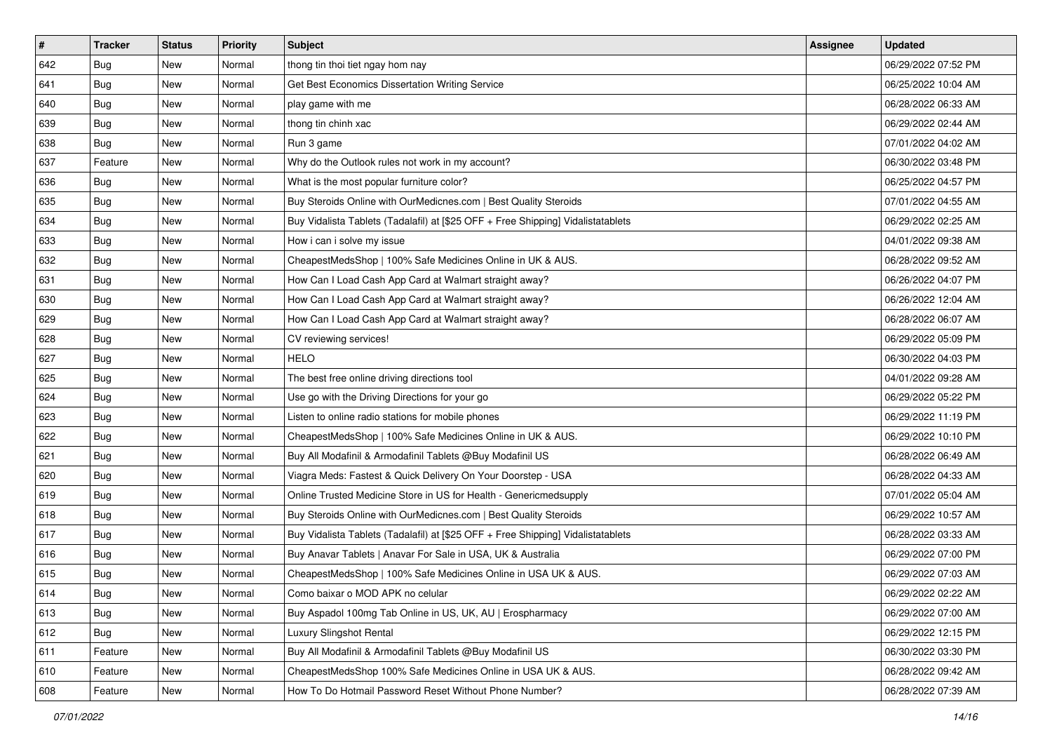| # | Tracker | Status | Priority | Subject | Assignee | Updated |
|---|---|---|---|---|---|---|
| 642 | Bug | New | Normal | thong tin thoi tiet ngay hom nay | | 06/29/2022 07:52 PM |
| 641 | Bug | New | Normal | Get Best Economics Dissertation Writing Service | | 06/25/2022 10:04 AM |
| 640 | Bug | New | Normal | play game with me | | 06/28/2022 06:33 AM |
| 639 | Bug | New | Normal | thong tin chinh xac | | 06/29/2022 02:44 AM |
| 638 | Bug | New | Normal | Run 3 game | | 07/01/2022 04:02 AM |
| 637 | Feature | New | Normal | Why do the Outlook rules not work in my account? | | 06/30/2022 03:48 PM |
| 636 | Bug | New | Normal | What is the most popular furniture color? | | 06/25/2022 04:57 PM |
| 635 | Bug | New | Normal | Buy Steroids Online with OurMedicnes.com \| Best Quality Steroids | | 07/01/2022 04:55 AM |
| 634 | Bug | New | Normal | Buy Vidalista Tablets (Tadalafil) at [$25 OFF + Free Shipping] Vidalistatablets | | 06/29/2022 02:25 AM |
| 633 | Bug | New | Normal | How i can i solve my issue | | 04/01/2022 09:38 AM |
| 632 | Bug | New | Normal | CheapestMedsShop \| 100% Safe Medicines Online in UK & AUS. | | 06/28/2022 09:52 AM |
| 631 | Bug | New | Normal | How Can I Load Cash App Card at Walmart straight away? | | 06/26/2022 04:07 PM |
| 630 | Bug | New | Normal | How Can I Load Cash App Card at Walmart straight away? | | 06/26/2022 12:04 AM |
| 629 | Bug | New | Normal | How Can I Load Cash App Card at Walmart straight away? | | 06/28/2022 06:07 AM |
| 628 | Bug | New | Normal | CV reviewing services! | | 06/29/2022 05:09 PM |
| 627 | Bug | New | Normal | HELO | | 06/30/2022 04:03 PM |
| 625 | Bug | New | Normal | The best free online driving directions tool | | 04/01/2022 09:28 AM |
| 624 | Bug | New | Normal | Use go with the Driving Directions for your go | | 06/29/2022 05:22 PM |
| 623 | Bug | New | Normal | Listen to online radio stations for mobile phones | | 06/29/2022 11:19 PM |
| 622 | Bug | New | Normal | CheapestMedsShop \| 100% Safe Medicines Online in UK & AUS. | | 06/29/2022 10:10 PM |
| 621 | Bug | New | Normal | Buy All Modafinil & Armodafinil Tablets @Buy Modafinil US | | 06/28/2022 06:49 AM |
| 620 | Bug | New | Normal | Viagra Meds: Fastest & Quick Delivery On Your Doorstep - USA | | 06/28/2022 04:33 AM |
| 619 | Bug | New | Normal | Online Trusted Medicine Store in US for Health - Genericmedsupply | | 07/01/2022 05:04 AM |
| 618 | Bug | New | Normal | Buy Steroids Online with OurMedicnes.com \| Best Quality Steroids | | 06/29/2022 10:57 AM |
| 617 | Bug | New | Normal | Buy Vidalista Tablets (Tadalafil) at [$25 OFF + Free Shipping] Vidalistatablets | | 06/28/2022 03:33 AM |
| 616 | Bug | New | Normal | Buy Anavar Tablets \| Anavar For Sale in USA, UK & Australia | | 06/29/2022 07:00 PM |
| 615 | Bug | New | Normal | CheapestMedsShop \| 100% Safe Medicines Online in USA UK & AUS. | | 06/29/2022 07:03 AM |
| 614 | Bug | New | Normal | Como baixar o MOD APK no celular | | 06/29/2022 02:22 AM |
| 613 | Bug | New | Normal | Buy Aspadol 100mg Tab Online in US, UK, AU \| Erospharmacy | | 06/29/2022 07:00 AM |
| 612 | Bug | New | Normal | Luxury Slingshot Rental | | 06/29/2022 12:15 PM |
| 611 | Feature | New | Normal | Buy All Modafinil & Armodafinil Tablets @Buy Modafinil US | | 06/30/2022 03:30 PM |
| 610 | Feature | New | Normal | CheapestMedsShop 100% Safe Medicines Online in USA UK & AUS. | | 06/28/2022 09:42 AM |
| 608 | Feature | New | Normal | How To Do Hotmail Password Reset Without Phone Number? | | 06/28/2022 07:39 AM |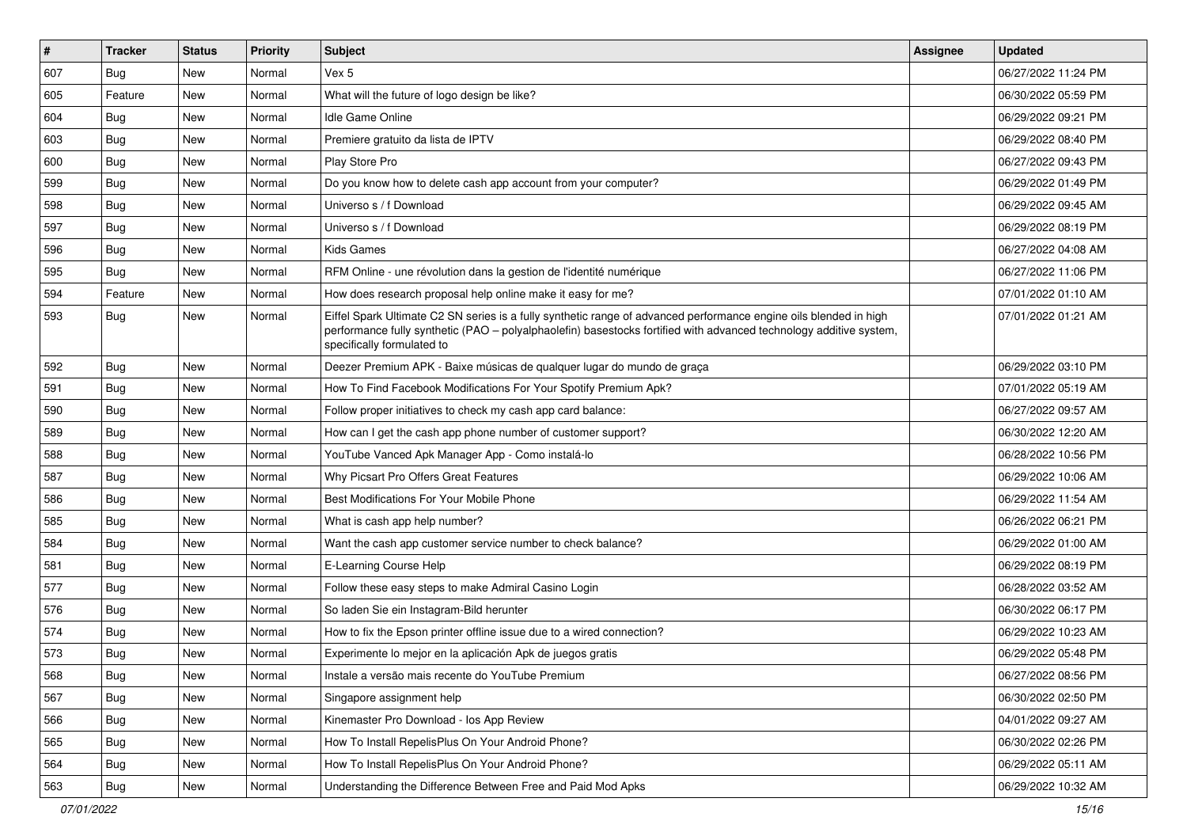| # | Tracker | Status | Priority | Subject | Assignee | Updated |
|---|---|---|---|---|---|---|
| 607 | Bug | New | Normal | Vex 5 | | 06/27/2022 11:24 PM |
| 605 | Feature | New | Normal | What will the future of logo design be like? | | 06/30/2022 05:59 PM |
| 604 | Bug | New | Normal | Idle Game Online | | 06/29/2022 09:21 PM |
| 603 | Bug | New | Normal | Premiere gratuito da lista de IPTV | | 06/29/2022 08:40 PM |
| 600 | Bug | New | Normal | Play Store Pro | | 06/27/2022 09:43 PM |
| 599 | Bug | New | Normal | Do you know how to delete cash app account from your computer? | | 06/29/2022 01:49 PM |
| 598 | Bug | New | Normal | Universo s / f Download | | 06/29/2022 09:45 AM |
| 597 | Bug | New | Normal | Universo s / f Download | | 06/29/2022 08:19 PM |
| 596 | Bug | New | Normal | Kids Games | | 06/27/2022 04:08 AM |
| 595 | Bug | New | Normal | RFM Online - une révolution dans la gestion de l'identité numérique | | 06/27/2022 11:06 PM |
| 594 | Feature | New | Normal | How does research proposal help online make it easy for me? | | 07/01/2022 01:10 AM |
| 593 | Bug | New | Normal | Eiffel Spark Ultimate C2 SN series is a fully synthetic range of advanced performance engine oils blended in high performance fully synthetic (PAO – polyalphaolefin) basestocks fortified with advanced technology additive system, specifically formulated to | | 07/01/2022 01:21 AM |
| 592 | Bug | New | Normal | Deezer Premium APK - Baixe músicas de qualquer lugar do mundo de graça | | 06/29/2022 03:10 PM |
| 591 | Bug | New | Normal | How To Find Facebook Modifications For Your Spotify Premium Apk? | | 07/01/2022 05:19 AM |
| 590 | Bug | New | Normal | Follow proper initiatives to check my cash app card balance: | | 06/27/2022 09:57 AM |
| 589 | Bug | New | Normal | How can I get the cash app phone number of customer support? | | 06/30/2022 12:20 AM |
| 588 | Bug | New | Normal | YouTube Vanced Apk Manager App - Como instalá-lo | | 06/28/2022 10:56 PM |
| 587 | Bug | New | Normal | Why Picsart Pro Offers Great Features | | 06/29/2022 10:06 AM |
| 586 | Bug | New | Normal | Best Modifications For Your Mobile Phone | | 06/29/2022 11:54 AM |
| 585 | Bug | New | Normal | What is cash app help number? | | 06/26/2022 06:21 PM |
| 584 | Bug | New | Normal | Want the cash app customer service number to check balance? | | 06/29/2022 01:00 AM |
| 581 | Bug | New | Normal | E-Learning Course Help | | 06/29/2022 08:19 PM |
| 577 | Bug | New | Normal | Follow these easy steps to make Admiral Casino Login | | 06/28/2022 03:52 AM |
| 576 | Bug | New | Normal | So laden Sie ein Instagram-Bild herunter | | 06/30/2022 06:17 PM |
| 574 | Bug | New | Normal | How to fix the Epson printer offline issue due to a wired connection? | | 06/29/2022 10:23 AM |
| 573 | Bug | New | Normal | Experimente lo mejor en la aplicación Apk de juegos gratis | | 06/29/2022 05:48 PM |
| 568 | Bug | New | Normal | Instale a versão mais recente do YouTube Premium | | 06/27/2022 08:56 PM |
| 567 | Bug | New | Normal | Singapore assignment help | | 06/30/2022 02:50 PM |
| 566 | Bug | New | Normal | Kinemaster Pro Download - Ios App Review | | 04/01/2022 09:27 AM |
| 565 | Bug | New | Normal | How To Install RepelisPlus On Your Android Phone? | | 06/30/2022 02:26 PM |
| 564 | Bug | New | Normal | How To Install RepelisPlus On Your Android Phone? | | 06/29/2022 05:11 AM |
| 563 | Bug | New | Normal | Understanding the Difference Between Free and Paid Mod Apks | | 06/29/2022 10:32 AM |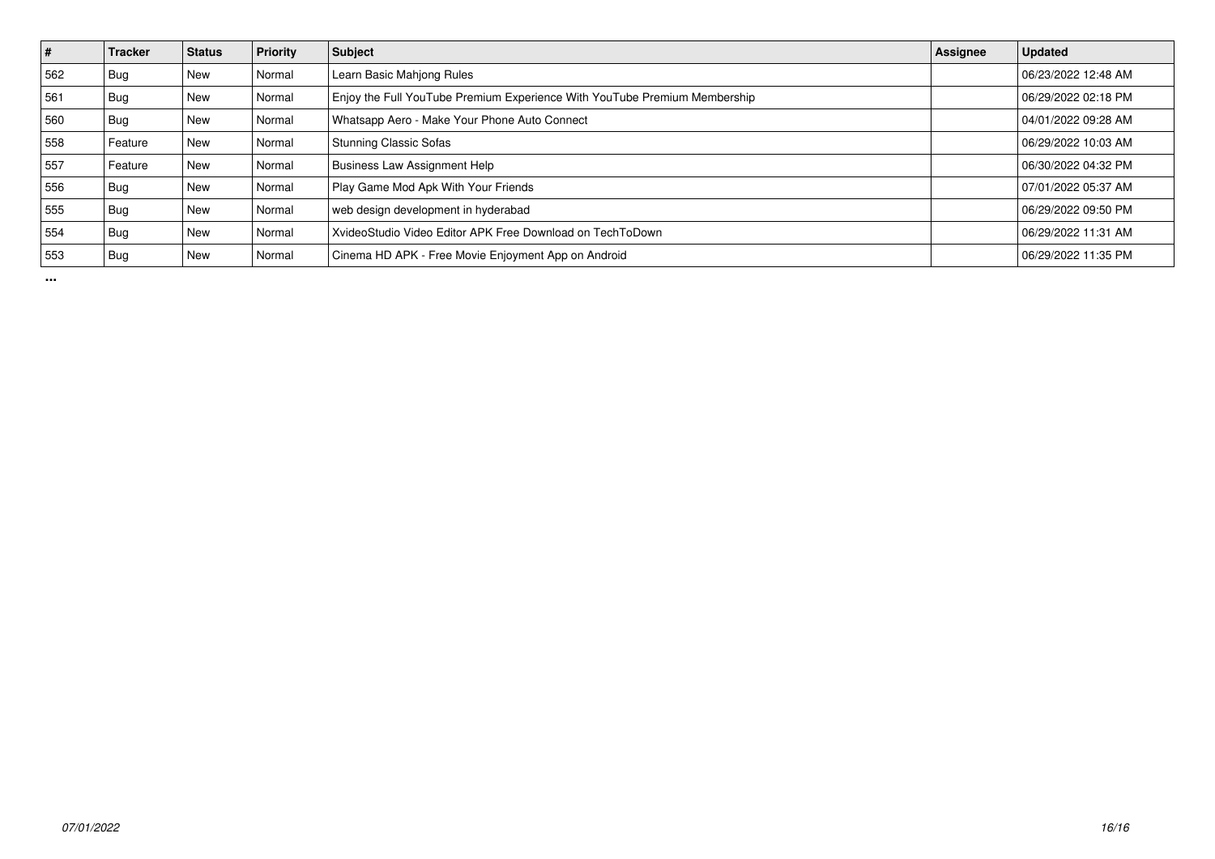| # | Tracker | Status | Priority | Subject | Assignee | Updated |
|---|---|---|---|---|---|---|
| 562 | Bug | New | Normal | Learn Basic Mahjong Rules | | 06/23/2022 12:48 AM |
| 561 | Bug | New | Normal | Enjoy the Full YouTube Premium Experience With YouTube Premium Membership | | 06/29/2022 02:18 PM |
| 560 | Bug | New | Normal | Whatsapp Aero - Make Your Phone Auto Connect | | 04/01/2022 09:28 AM |
| 558 | Feature | New | Normal | Stunning Classic Sofas | | 06/29/2022 10:03 AM |
| 557 | Feature | New | Normal | Business Law Assignment Help | | 06/30/2022 04:32 PM |
| 556 | Bug | New | Normal | Play Game Mod Apk With Your Friends | | 07/01/2022 05:37 AM |
| 555 | Bug | New | Normal | web design development in hyderabad | | 06/29/2022 09:50 PM |
| 554 | Bug | New | Normal | XvideoStudio Video Editor APK Free Download on TechToDown | | 06/29/2022 11:31 AM |
| 553 | Bug | New | Normal | Cinema HD APK - Free Movie Enjoyment App on Android | | 06/29/2022 11:35 PM |

...